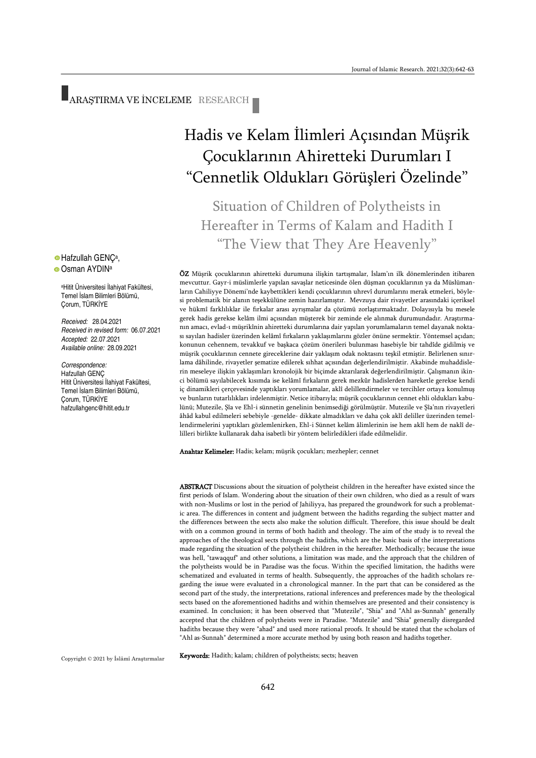ARAŞTIRMA VE İNCELEME RESEARCH

# Hadis ve Kelam İlimleri Açısından Müşrik Çocuklarının Ahiretteki Durumları I "Cennetlik Oldukları Görüşleri Özelinde"

## Situation of Children of Polytheists in Hereafter in Terms of Kalam and Hadith I "The View that They Are Heavenly"

Hafzullah GENÇ[a],
Osman AYDIN[a]

[a]Hitit Üniversitesi İlahiyat Fakültesi, Temel İslam Bilimleri Bölümü, Çorum, TÜRKİYE

*Received:* 28.04.2021
*Received in revised form:* 06.07.2021
*Accepted:* 22.07.2021
*Available online:* 28.09.2021

*Correspondence:*
Hafzullah GENÇ
Hitit Üniversitesi İlahiyat Fakültesi, Temel İslam Bilimleri Bölümü, Çorum, TÜRKİYE
hafzullahgenc@hitit.edu.tr

**ÖZ** Müşrik çocuklarının ahiretteki durumuna ilişkin tartışmalar, İslam'ın ilk dönemlerinden itibaren mevcuttur. Gayr-i müslimlerle yapılan savaşlar neticesinde ölen düşman çocuklarının ya da Müslümanların Cahiliyye Dönemi'nde kaybettikleri kendi çocuklarının uhrevî durumlarını merak etmeleri, böylesi problematik bir alanın teşekkülüne zemin hazırlamıştır. Mevzuya dair rivayetler arasındaki içeriksel ve hükmî farklılıklar ile fırkalar arası ayrışmalar da çözümü zorlaştırmaktadır. Dolayısıyla bu mesele gerek hadis gerekse kelâm ilmi açısından müşterek bir zeminde ele alınmak durumundadır. Araştırmanın amacı, evlad-ı müşrikînin ahiretteki durumlarına dair yapılan yorumlamaların temel dayanak noktası sayılan hadisler üzerinden kelâmî fırkaların yaklaşımlarını gözler önüne sermektir. Yöntemsel açıdan; konunun cehennem, tevakkuf ve başkaca çözüm önerileri bulunması hasebiyle bir tahdîde gidilmiş ve müşrik çocuklarının cennete gireceklerine dair yaklaşım odak noktasını teşkil etmiştir. Belirlenen sınırlama dâhilinde, rivayetler şematize edilerek sıhhat açısından değerlendirilmiştir. Akabinde muhaddislerin meseleye ilişkin yaklaşımları kronolojik bir biçimde aktarılarak değerlendirilmiştir. Çalışmanın ikinci bölümü sayılabilecek kısımda ise kelâmî fırkaların gerek mezkûr hadislerden hareketle gerekse kendi iç dinamikleri çerçevesinde yaptıkları yorumlamalar, aklî delillendirmeler ve tercihler ortaya konulmuş ve bunların tutarlılıkları irdelenmiştir. Netice itibarıyla; müşrik çocuklarının cennet ehli oldukları kabulünü; Mutezile, Şîa ve Ehl-i sünnetin genelinin benimsediği görülmüştür. Mutezile ve Şîa'nın rivayetleri âhâd kabul edilmeleri sebebiyle -genelde- dikkate almadıkları ve daha çok aklî deliller üzerinden temellendirmelerini yaptıkları gözlemlenirken, Ehl-i Sünnet kelâm âlimlerinin ise hem aklî hem de naklî delilleri birlikte kullanarak daha isabetli bir yöntem belirledikleri ifade edilmelidir.

**Anahtar Kelimeler:** Hadis; kelam; müşrik çocukları; mezhepler; cennet

**ABSTRACT** Discussions about the situation of polytheist children in the hereafter have existed since the first periods of Islam. Wondering about the situation of their own children, who died as a result of wars with non-Muslims or lost in the period of Jahiliyya, has prepared the groundwork for such a problematic area. The differences in content and judgment between the hadiths regarding the subject matter and the differences between the sects also make the solution difficult. Therefore, this issue should be dealt with on a common ground in terms of both hadith and theology. The aim of the study is to reveal the approaches of the theological sects through the hadiths, which are the basic basis of the interpretations made regarding the situation of the polytheist children in the hereafter. Methodically; because the issue was hell, "tawaqquf" and other solutions, a limitation was made, and the approach that the children of the polytheists would be in Paradise was the focus. Within the specified limitation, the hadiths were schematized and evaluated in terms of health. Subsequently, the approaches of the hadith scholars regarding the issue were evaluated in a chronological manner. In the part that can be considered as the second part of the study, the interpretations, rational inferences and preferences made by the theological sects based on the aforementioned hadiths and within themselves are presented and their consistency is examined. In conclusion; it has been observed that "Mutezile", "Shia" and "Ahl as-Sunnah" generally accepted that the children of polytheists were in Paradise. "Mutezile" and "Shia" generally disregarded hadiths because they were "ahad" and used more rational proofs. It should be stated that the scholars of "Ahl as-Sunnah" determined a more accurate method by using both reason and hadiths together.

**Keywords:** Hadith; kalam; children of polytheists; sects; heaven

Copyright © 2021 by İslâmî Araştırmalar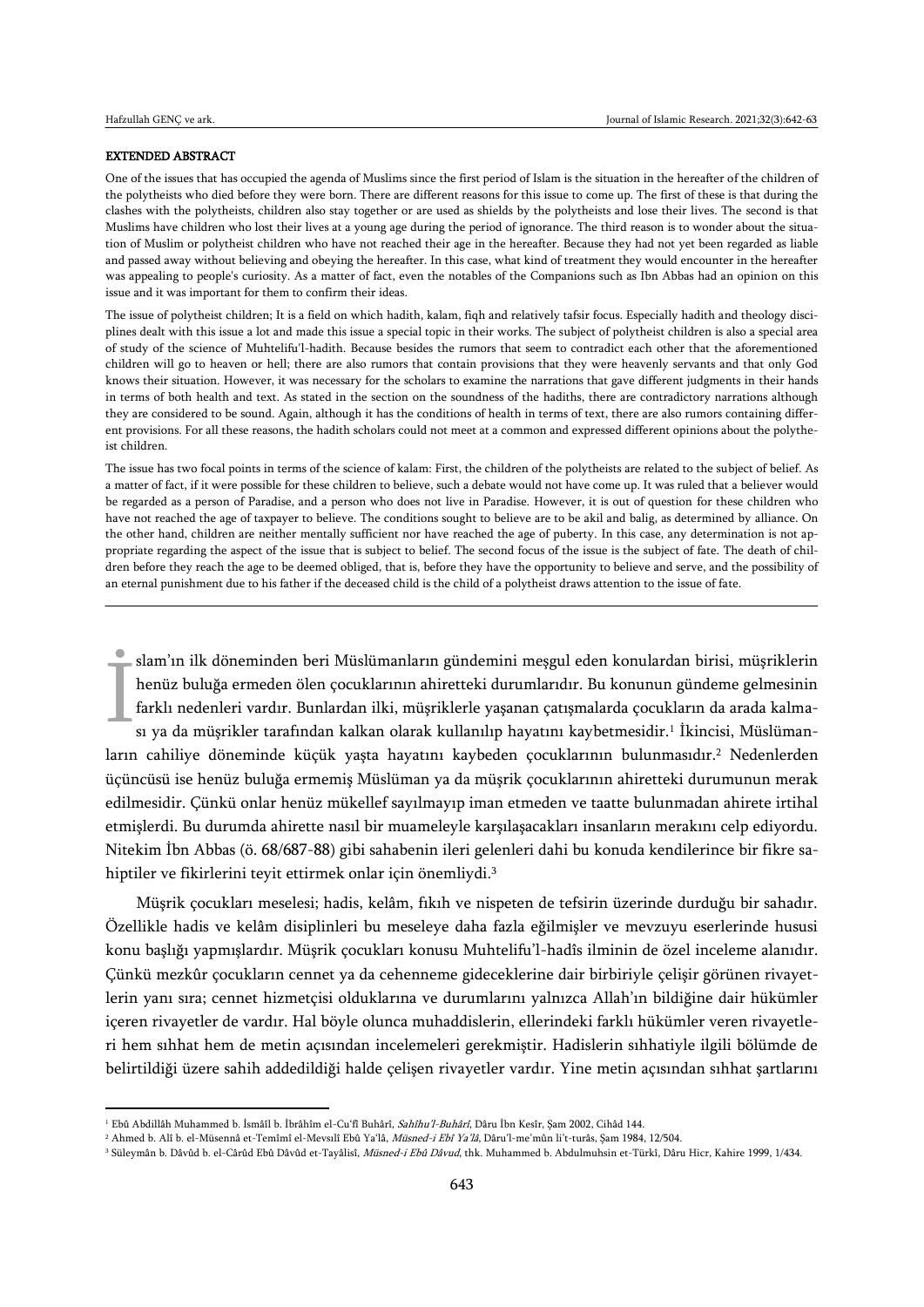## EXTENDED ABSTRACT

One of the issues that has occupied the agenda of Muslims since the first period of Islam is the situation in the hereafter of the children of the polytheists who died before they were born. There are different reasons for this issue to come up. The first of these is that during the clashes with the polytheists, children also stay together or are used as shields by the polytheists and lose their lives. The second is that Muslims have children who lost their lives at a young age during the period of ignorance. The third reason is to wonder about the situation of Muslim or polytheist children who have not reached their age in the hereafter. Because they had not yet been regarded as liable and passed away without believing and obeying the hereafter. In this case, what kind of treatment they would encounter in the hereafter was appealing to people's curiosity. As a matter of fact, even the notables of the Companions such as Ibn Abbas had an opinion on this issue and it was important for them to confirm their ideas.

The issue of polytheist children; It is a field on which hadith, kalam, fiqh and relatively tafsir focus. Especially hadith and theology disciplines dealt with this issue a lot and made this issue a special topic in their works. The subject of polytheist children is also a special area of study of the science of Muhtelifu'l-hadith. Because besides the rumors that seem to contradict each other that the aforementioned children will go to heaven or hell; there are also rumors that contain provisions that they were heavenly servants and that only God knows their situation. However, it was necessary for the scholars to examine the narrations that gave different judgments in their hands in terms of both health and text. As stated in the section on the soundness of the hadiths, there are contradictory narrations although they are considered to be sound. Again, although it has the conditions of health in terms of text, there are also rumors containing different provisions. For all these reasons, the hadith scholars could not meet at a common and expressed different opinions about the polytheist children.

The issue has two focal points in terms of the science of kalam: First, the children of the polytheists are related to the subject of belief. As a matter of fact, if it were possible for these children to believe, such a debate would not have come up. It was ruled that a believer would be regarded as a person of Paradise, and a person who does not live in Paradise. However, it is out of question for these children who have not reached the age of taxpayer to believe. The conditions sought to believe are to be akil and balig, as determined by alliance. On the other hand, children are neither mentally sufficient nor have reached the age of puberty. In this case, any determination is not appropriate regarding the aspect of the issue that is subject to belief. The second focus of the issue is the subject of fate. The death of children before they reach the age to be deemed obliged, that is, before they have the opportunity to believe and serve, and the possibility of an eternal punishment due to his father if the deceased child is the child of a polytheist draws attention to the issue of fate.

---

İslam'ın ilk döneminden beri Müslümanların gündemini meşgul eden konulardan birisi, müşriklerin henüz buluğa ermeden ölen çocuklarının ahiretteki durumlarıdır. Bu konunun gündeme gelmesinin farklı nedenleri vardır. Bunlardan ilki, müşriklerle yaşanan çatışmalarda çocukların da arada kalması ya da müşrikler tarafından kalkan olarak kullanılıp hayatını kaybetmesidir.[1] İkincisi, Müslümanların cahiliye döneminde küçük yaşta hayatını kaybeden çocuklarının bulunmasıdır.[2] Nedenlerden üçüncüsü ise henüz buluğa ermemiş Müslüman ya da müşrik çocuklarının ahiretteki durumunun merak edilmesidir. Çünkü onlar henüz mükellef sayılmayıp iman etmeden ve taatte bulunmadan ahirete irtihal etmişlerdi. Bu durumda ahirette nasıl bir muameleyle karşılaşacakları insanların merakını celp ediyordu. Nitekim İbn Abbas (ö. 68/687-88) gibi sahabenin ileri gelenleri dahi bu konuda kendilerince bir fikre sahiptiler ve fikirlerini teyit ettirmek onlar için önemliydi.[3]

Müşrik çocukları meselesi; hadis, kelâm, fıkıh ve nispeten de tefsirin üzerinde durduğu bir sahadır. Özellikle hadis ve kelâm disiplinleri bu meseleye daha fazla eğilmişler ve mevzuyu eserlerinde hususi konu başlığı yapmışlardır. Müşrik çocukları konusu Muhtelifu'l-hadîs ilminin de özel inceleme alanıdır. Çünkü mezkûr çocukların cennet ya da cehenneme gideceklerine dair birbiriyle çelişir görünen rivayetlerin yanı sıra; cennet hizmetçisi olduklarına ve durumlarını yalnızca Allah'ın bildiğine dair hükümler içeren rivayetler de vardır. Hal böyle olunca muhaddislerin, ellerindeki farklı hükümler veren rivayetleri hem sıhhat hem de metin açısından incelemeleri gerekmiştir. Hadislerin sıhhatiyle ilgili bölümde de belirtildiği üzere sahih addedildiği halde çelişen rivayetler vardır. Yine metin açısından sıhhat şartlarını

---

[1] Ebû Abdillâh Muhammed b. İsmâîl b. İbrâhîm el-Cu'fî Buhârî, *Sahîhu'l-Buhârî*, Dâru İbn Kesîr, Şam 2002, Cihâd 144.

[2] Ahmed b. Alî b. el-Müsennâ et-Temîmî el-Mevsılî Ebû Ya'lâ, *Müsned-i Ebî Ya'lâ*, Dâru'l-me'mûn li't-turâs, Şam 1984, 12/504.

[3] Süleymân b. Dâvûd b. el-Cârûd Ebû Dâvûd et-Tayâlisî, *Müsned-i Ebû Dâvud*, thk. Muhammed b. Abdulmuhsin et-Türkî, Dâru Hicr, Kahire 1999, 1/434.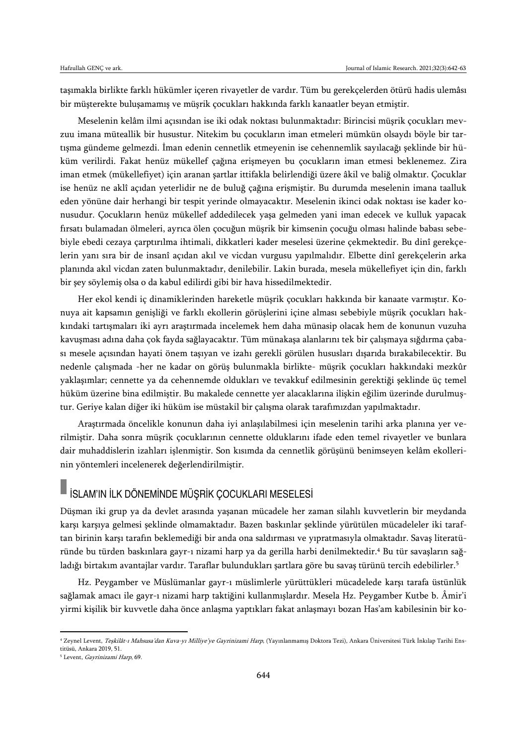taşımakla birlikte farklı hükümler içeren rivayetler de vardır. Tüm bu gerekçelerden ötürü hadis ulemâsı bir müşterekte buluşamamış ve müşrik çocukları hakkında farklı kanaatler beyan etmiştir.

Meselenin kelâm ilmi açısından ise iki odak noktası bulunmaktadır: Birincisi müşrik çocukları mevzuu imana müteallik bir husustur. Nitekim bu çocukların iman etmeleri mümkün olsaydı böyle bir tartışma gündeme gelmezdi. İman edenin cennetlik etmeyenin ise cehennemlik sayılacağı şeklinde bir hüküm verilirdi. Fakat henüz mükellef çağına erişmeyen bu çocukların iman etmesi beklenemez. Zira iman etmek (mükellefiyet) için aranan şartlar ittifakla belirlendiği üzere âkil ve baliğ olmaktır. Çocuklar ise henüz ne aklî açıdan yeterlidir ne de buluğ çağına erişmiştir. Bu durumda meselenin imana taalluk eden yönüne dair herhangi bir tespit yerinde olmayacaktır. Meselenin ikinci odak noktası ise kader konusudur. Çocukların henüz mükellef addedilecek yaşa gelmeden yani iman edecek ve kulluk yapacak fırsatı bulamadan ölmeleri, ayrıca ölen çocuğun müşrik bir kimsenin çocuğu olması halinde babası sebebiyle ebedi cezaya çarptırılma ihtimali, dikkatleri kader meselesi üzerine çekmektedir. Bu dinî gerekçelerin yanı sıra bir de insanî açıdan akıl ve vicdan vurgusu yapılmalıdır. Elbette dinî gerekçelerin arka planında akıl vicdan zaten bulunmaktadır, denilebilir. Lakin burada, mesela mükellefiyet için din, farklı bir şey söylemiş olsa o da kabul edilirdi gibi bir hava hissedilmektedir.

Her ekol kendi iç dinamiklerinden hareketle müşrik çocukları hakkında bir kanaate varmıştır. Konuya ait kapsamın genişliği ve farklı ekollerin görüşlerini içine alması sebebiyle müşrik çocukları hakkındaki tartışmaları iki ayrı araştırmada incelemek hem daha münasip olacak hem de konunun vuzuha kavuşması adına daha çok fayda sağlayacaktır. Tüm münakaşa alanlarını tek bir çalışmaya sığdırma çabası mesele açısından hayati önem taşıyan ve izahı gerekli görülen hususları dışarıda bırakabilecektir. Bu nedenle çalışmada -her ne kadar on görüş bulunmakla birlikte- müşrik çocukları hakkındaki mezkûr yaklaşımlar; cennette ya da cehennemde oldukları ve tevakkuf edilmesinin gerektiği şeklinde üç temel hüküm üzerine bina edilmiştir. Bu makalede cennette yer alacaklarına ilişkin eğilim üzerinde durulmuştur. Geriye kalan diğer iki hüküm ise müstakil bir çalışma olarak tarafımızdan yapılmaktadır.

Araştırmada öncelikle konunun daha iyi anlaşılabilmesi için meselenin tarihi arka planına yer verilmiştir. Daha sonra müşrik çocuklarının cennette olduklarını ifade eden temel rivayetler ve bunlara dair muhaddislerin izahları işlenmiştir. Son kısımda da cennetlik görüşünü benimseyen kelâm ekollerinin yöntemleri incelenerek değerlendirilmiştir.

## İSLAM'IN İLK DÖNEMİNDE MÜŞRİK ÇOCUKLARI MESELESİ

Düşman iki grup ya da devlet arasında yaşanan mücadele her zaman silahlı kuvvetlerin bir meydanda karşı karşıya gelmesi şeklinde olmamaktadır. Bazen baskınlar şeklinde yürütülen mücadeleler iki taraftan birinin karşı tarafın beklemediği bir anda ona saldırması ve yıpratmasıyla olmaktadır. Savaş literatüründe bu türden baskınlara gayr-ı nizami harp ya da gerilla harbi denilmektedir.[4] Bu tür savaşların sağladığı birtakım avantajlar vardır. Taraflar bulundukları şartlara göre bu savaş türünü tercih edebilirler.[5]

Hz. Peygamber ve Müslümanlar gayr-ı müslimlerle yürüttükleri mücadelede karşı tarafa üstünlük sağlamak amacı ile gayr-ı nizami harp taktiğini kullanmışlardır. Mesela Hz. Peygamber Kutbe b. Âmir'i yirmi kişilik bir kuvvetle daha önce anlaşma yaptıkları fakat anlaşmayı bozan Has'am kabilesinin bir ko-

---

[4] Zeynel Levent, *Teşkilât-ı Mahsusa'dan Kuva-yı Milliye'ye Gayrinizami Harp*, (Yayınlanmamış Doktora Tezi), Ankara Üniversitesi Türk İnkılap Tarihi Enstitüsü, Ankara 2019, 51.

[5] Levent, *Gayrinizami Harp*, 69.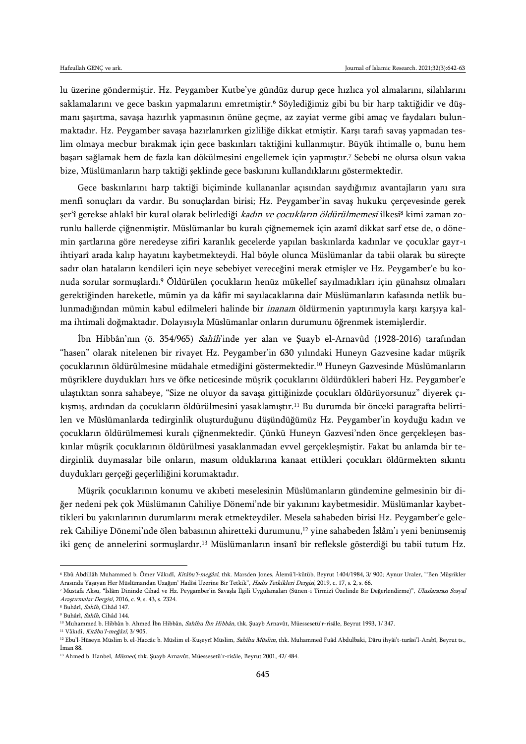lu üzerine göndermiştir. Hz. Peygamber Kutbe'ye gündüz durup gece hızlıca yol almalarını, silahlarını saklamalarını ve gece baskın yapmalarını emretmiştir.[6] Söylediğimiz gibi bu bir harp taktiğidir ve düşmanı şaşırtma, savaşa hazırlık yapmasının önüne geçme, az zayiat verme gibi amaç ve faydaları bulunmaktadır. Hz. Peygamber savaşa hazırlanırken gizliliğe dikkat etmiştir. Karşı tarafı savaş yapmadan teslim olmaya mecbur bırakmak için gece baskınları taktiğini kullanmıştır. Büyük ihtimalle o, bunu hem başarı sağlamak hem de fazla kan dökülmesini engellemek için yapmıştır.[7] Sebebi ne olursa olsun vakıa bize, Müslümanların harp taktiği şeklinde gece baskınını kullandıklarını göstermektedir.

Gece baskınlarını harp taktiği biçiminde kullananlar açısından saydığımız avantajların yanı sıra menfi sonuçları da vardır. Bu sonuçlardan birisi; Hz. Peygamber'in savaş hukuku çerçevesinde gerek şer'î gerekse ahlakî bir kural olarak belirlediği *kadın ve çocukların öldürülmemesi* ilkesi[8] kimi zaman zorunlu hallerde çiğnenmiştir. Müslümanlar bu kuralı çiğnememek için azamî dikkat sarf etse de, o dönemin şartlarına göre neredeyse zifiri karanlık gecelerde yapılan baskınlarda kadınlar ve çocuklar gayr-ı ihtiyarî arada kalıp hayatını kaybetmekteydi. Hal böyle olunca Müslümanlar da tabii olarak bu süreçte sadır olan hataların kendileri için neye sebebiyet vereceğini merak etmişler ve Hz. Peygamber'e bu konuda sorular sormuşlardı.[9] Öldürülen çocukların henüz mükellef sayılmadıkları için günahsız olmaları gerektiğinden hareketle, mümin ya da kâfir mi sayılacaklarına dair Müslümanların kafasında netlik bulunmadığından mümin kabul edilmeleri halinde bir *inanan*ı öldürmenin yaptırımıyla karşı karşıya kalma ihtimali doğmaktadır. Dolayısıyla Müslümanlar onların durumunu öğrenmek istemişlerdir.

İbn Hibbân'nın (ö. 354/965) *Sahîh*'inde yer alan ve Şuayb el-Arnavûd (1928-2016) tarafından "hasen" olarak nitelenen bir rivayet Hz. Peygamber'in 630 yılındaki Huneyn Gazvesine kadar müşrik çocuklarının öldürülmesine müdahale etmediğini göstermektedir.[10] Huneyn Gazvesinde Müslümanların müşriklere duydukları hırs ve öfke neticesinde müşrik çocuklarını öldürdükleri haberi Hz. Peygamber'e ulaştıktan sonra sahabeye, "Size ne oluyor da savaşa gittiğinizde çocukları öldürüyorsunuz" diyerek çıkışmış, ardından da çocukların öldürülmesini yasaklamıştır.[11] Bu durumda bir önceki paragrafta belirtilen ve Müslümanlarda tedirginlik oluşturduğunu düşündüğümüz Hz. Peygamber'in koyduğu kadın ve çocukların öldürülmemesi kuralı çiğnenmektedir. Çünkü Huneyn Gazvesi'nden önce gerçekleşen baskınlar müşrik çocuklarının öldürülmesi yasaklanmadan evvel gerçekleşmiştir. Fakat bu anlamda bir tedirginlik duymasalar bile onların, masum olduklarına kanaat ettikleri çocukları öldürmekten sıkıntı duydukları gerçeği geçerliliğini korumaktadır.

Müşrik çocuklarının konumu ve akıbeti meselesinin Müslümanların gündemine gelmesinin bir diğer nedeni pek çok Müslümanın Cahiliye Dönemi'nde bir yakınını kaybetmesidir. Müslümanlar kaybettikleri bu yakınlarının durumlarını merak etmekteydiler. Mesela sahabeden birisi Hz. Peygamber'e gelerek Cahiliye Dönemi'nde ölen babasının ahiretteki durumunu,[12] yine sahabeden İslâm'ı yeni benimsemiş iki genç de annelerini sormuşlardır.[13] Müslümanların insanî bir refleksle gösterdiği bu tabii tutum Hz.

---

[6] Ebû Abdillâh Muhammed b. Ömer Vâkıdî, *Kitâbu'l-meğâzî*, thk. Marsden Jones, Âlemü'l-kütüb, Beyrut 1404/1984, 3/ 900; Aynur Uraler, "'Ben Müşrikler Arasında Yaşayan Her Müslümandan Uzağım' Hadîsi Üzerine Bir Tetkik", *Hadis Tetkikleri Dergisi*, 2019, c. 17, s. 2, s. 66.

[7] Mustafa Aksu, "İslâm Dininde Cihad ve Hz. Peygamber'in Savaşla İlgili Uygulamaları (Sünen-i Tirmizî Özelinde Bir Değerlendirme)", *Uluslararası Sosyal Araştırmalar Dergisi*, 2016, c. 9, s. 43, s. 2324.

[8] Buhârî, *Sahîh*, Cihâd 147.

[9] Buhârî, *Sahîh*, Cihâd 144.

[10] Muhammed b. Hibbân b. Ahmed İbn Hibbân, *Sahîhu İbn Hibbân*, thk. Şuayb Arnavût, Müessesetü'r-risâle, Beyrut 1993, 1/ 347.

[11] Vâkıdî, *Kitâbu'l-meğâzî*, 3/ 905.

[12] Ebu'l-Hüseyn Müslim b. el-Haccâc b. Müslim el-Kuşeyrî Müslim, *Sahîhu Müslim*, thk. Muhammed Fuâd Abdulbaki, Dâru ihyâi't-turâsi'l-Arabî, Beyrut ts., İman 88.

[13] Ahmed b. Hanbel, *Müsned*, thk. Şuayb Arnavût, Müessesetü'r-risâle, Beyrut 2001, 42/ 484.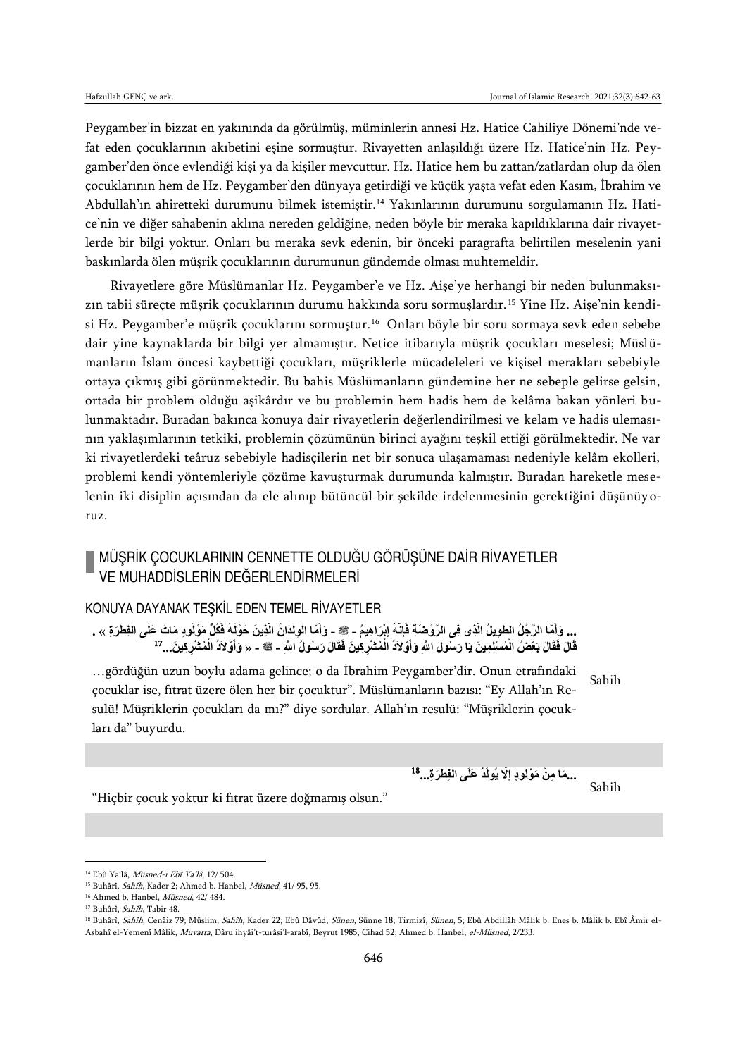Peygamber'in bizzat en yakınında da görülmüş, müminlerin annesi Hz. Hatice Cahiliye Dönemi'nde vefat eden çocuklarının akıbetini eşine sormuştur. Rivayetten anlaşıldığı üzere Hz. Hatice'nin Hz. Peygamber'den önce evlendiği kişi ya da kişiler mevcuttur. Hz. Hatice hem bu zattan/zatlardan olup da ölen çocuklarının hem de Hz. Peygamber'den dünyaya getirdiği ve küçük yaşta vefat eden Kasım, İbrahim ve Abdullah'ın ahiretteki durumunu bilmek istemiştir.[14] Yakınlarının durumunu sorgulamanın Hz. Hatice'nin ve diğer sahabenin aklına nereden geldiğine, neden böyle bir meraka kapıldıklarına dair rivayetlerde bir bilgi yoktur. Onları bu meraka sevk edenin, bir önceki paragrafta belirtilen meselenin yani baskınlarda ölen müşrik çocuklarının durumunun gündemde olması muhtemeldir.

Rivayetlere göre Müslümanlar Hz. Peygamber'e ve Hz. Aişe'ye herhangi bir neden bulunmaksızın tabii süreçte müşrik çocuklarının durumu hakkında soru sormuşlardır.[15] Yine Hz. Aişe'nin kendisi Hz. Peygamber'e müşrik çocuklarını sormuştur.[16] Onları böyle bir soru sormaya sevk eden sebebe dair yine kaynaklarda bir bilgi yer almamıştır. Netice itibarıyla müşrik çocukları meselesi; Müslümanların İslam öncesi kaybettiği çocukları, müşriklerle mücadeleleri ve kişisel merakları sebebiyle ortaya çıkmış gibi görünmektedir. Bu bahis Müslümanların gündemine her ne sebeple gelirse gelsin, ortada bir problem olduğu aşikârdır ve bu problemin hem hadis hem de kelâma bakan yönleri bulunmaktadır. Buradan bakınca konuya dair rivayetlerin değerlendirilmesi ve kelam ve hadis ulemasının yaklaşımlarının tetkiki, problemin çözümünün birinci ayağını teşkil ettiği görülmektedir. Ne var ki rivayetlerdeki teâruz sebebiyle hadisçilerin net bir sonuca ulaşamaması nedeniyle kelâm ekolleri, problemi kendi yöntemleriyle çözüme kavuşturmak durumunda kalmıştır. Buradan hareketle meselenin iki disiplin açısından da ele alınıp bütüncül bir şekilde irdelenmesinin gerektiğini düşünüyoruz.

## MÜŞRİK ÇOCUKLARININ CENNETTE OLDUĞU GÖRÜŞÜNE DAİR RİVAYETLER VE MUHADDİSLERİN DEĞERLENDİRMELERİ

### KONUYA DAYANAK TEŞKİL EDEN TEMEL RİVAYETLER

... وَأَمَّا الرَّجُلُ الطَّوِيلُ الَّذِى فِى الرَّوْضَةِ فَإِنَّهُ إِبْرَاهِيمُ - ﷺ - وَأَمَّا الوِلْدَانُ الَّذِينَ حَوْلَهُ فَكُلُّ مَوْلُودٍ مَاتَ عَلَى الفِطْرَةِ » . قَالَ فَقَالَ بَعْضُ الْمُسْلِمِينَ يَا رَسُولَ اللَّهِ وَأَوْلاَدُ الْمُشْرِكِينَ فَقَالَ رَسُولُ اللَّهِ - ﷺ - « وَأَوْلاَدُ الْمُشْرِكِينَ...[17]

| | |
|---|---|
| …gördüğün uzun boylu adama gelince; o da İbrahim Peygamber'dir. Onun etrafındaki çocuklar ise, fıtrat üzere ölen her bir çocuktur". Müslümanların bazısı: "Ey Allah'ın Resulü! Müşriklerin çocukları da mı?" diye sordular. Allah'ın resulü: "Müşriklerin çocukları da" buyurdu. | Sahih |

...مَا مِنْ مَوْلُودٍ إِلَّا يُولَدُ عَلَى الفِطْرَةِ...[18]

| | |
|---|---|
| "Hiçbir çocuk yoktur ki fıtrat üzere doğmamış olsun." | Sahih |

---

[14] Ebû Ya'lâ, *Müsned-i Ebî Ya'lâ*, 12/ 504.

[15] Buhârî, *Sahîh*, Kader 2; Ahmed b. Hanbel, *Müsned*, 41/ 95, 95.

[16] Ahmed b. Hanbel, *Müsned*, 42/ 484.

[17] Buhârî, *Sahîh*, Tabir 48.

[18] Buhârî, *Sahîh*, Cenâiz 79; Müslim, *Sahîh*, Kader 22; Ebû Dâvûd, *Sünen*, Sünne 18; Tirmizî, *Sünen*, 5; Ebû Abdillâh Mâlik b. Enes b. Mâlik b. Ebî Âmir el-Asbahî el-Yemenî Mâlik, *Muvatta*, Dâru ihyâi't-turâsi'l-arabî, Beyrut 1985, Cihad 52; Ahmed b. Hanbel, *el-Müsned*, 2/233.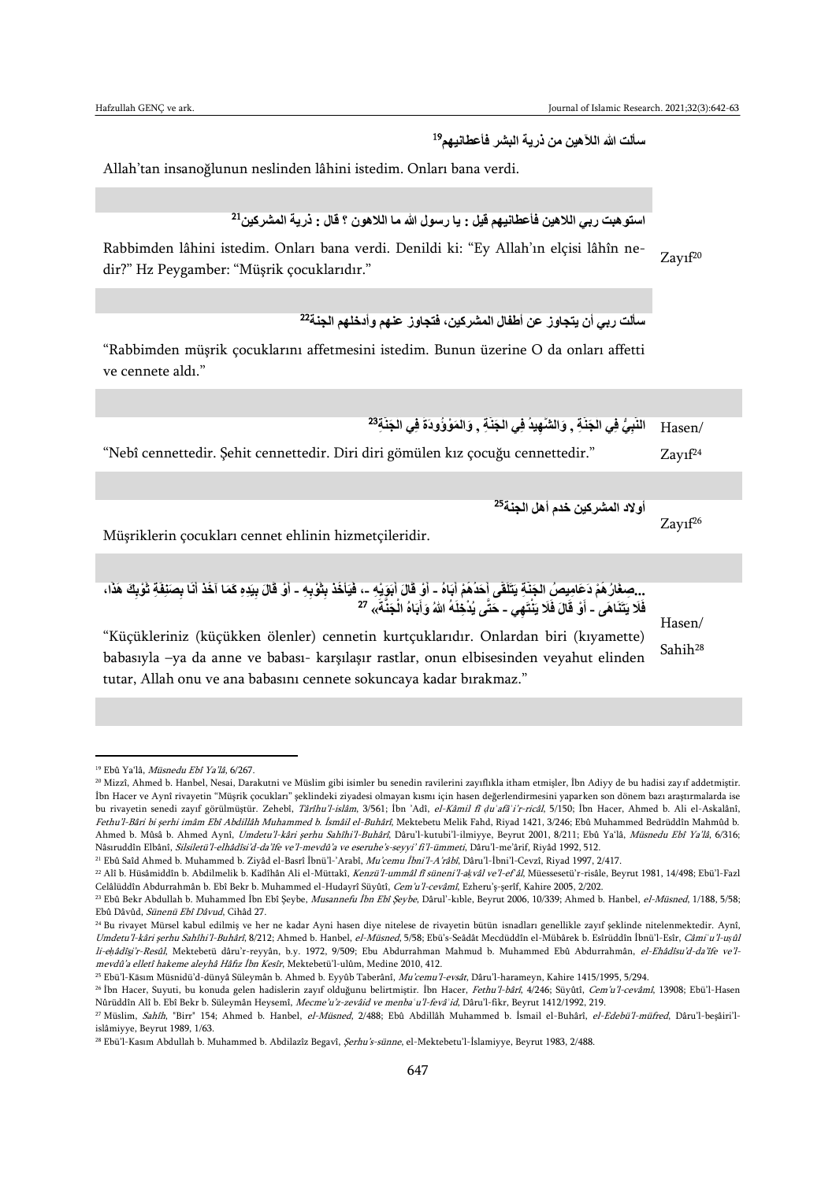| | |
|---|---|
| سألت الله اللاّهين من ذرية البشر فأعطانيهم[19]<br><br>Allah'tan insanoğlunun neslinden lâhini istedim. Onları bana verdi. | |
| | |
| استوهبت ربي اللاهين فأعطانيهم قيل : يا رسول الله ما اللاهون ؟ قال : ذرية المشركين[21]<br><br>Rabbimden lâhini istedim. Onları bana verdi. Denildi ki: "Ey Allah'ın elçisi lâhîn nedir?" Hz Peygamber: "Müşrik çocuklarıdır." | Zayıf[20] |
| | |
| سألت ربي أن يتجاوز عن أطفال المشركين، فتجاوز عنهم وأدخلهم الجنة[22]<br><br>"Rabbimden müşrik çocuklarını affetmesini istedim. Bunun üzerine O da onları affetti ve cennete aldı." | |
| | |
| النَّبِيُّ فِي الجَنَّةِ , وَالشَّهِيدُ فِي الجَنَّةِ , وَالمَوْؤُودَةُ فِي الجَنَّةِ[23]<br><br>"Nebî cennettedir. Şehit cennettedir. Diri diri gömülen kız çocuğu cennettedir." | Hasen/ Zayıf[24] |
| | |
| أولاد المشركين خدم أهل الجنة[25]<br><br>Müşriklerin çocukları cennet ehlinin hizmetçileridir. | Zayıf[26] |
| | |
| ...صِغَارُهُمْ دَعَامِيصُ الْجَنَّةِ يَتَلَقَّى أَحَدُهُمْ أَبَاهُ - أَوْ قَالَ أَبَوَيْهِ -، فَيَأْخُذُ بِثَوْبِهِ - أَوْ قَالَ بِيَدِهِ كَمَا آخُذُ أَنَا بِصَنِفَةِ ثَوْبِكَ هَذَا، فَلَا يَتَنَاهَى - أَوْ قَالَ فَلَا يَنْتَهِي - حَتَّى يُدْخِلَهُ اللهُ وَأَبَاهُ الْجَنَّةَ» [27]<br><br>"Küçükleriniz (küçükken ölenler) cennetin kurtçuklarıdır. Onlardan biri (kıyamette) babasıyla –ya da anne ve babası- karşılaşır rastlar, onun elbisesinden veyahut elinden tutar, Allah onu ve ana babasını cennete sokuncaya kadar bırakmaz." | Hasen/ Sahih[28] |
| | |

[19] Ebû Ya'lâ, *Müsnedu Ebî Ya'lâ*, 6/267.

[20] Mizzî, Ahmed b. Hanbel, Nesai, Darakutni ve Müslim gibi isimler bu senedin ravilerini zayıflıkla itham etmişler, İbn Adiyy de bu hadisi zayıf addetmiştir. İbn Hacer ve Aynî rivayetin "Müşrik çocukları" şeklindeki ziyadesi olmayan kısmı için hasen değerlendirmesini yaparken son dönem bazı araştırmalarda ise bu rivayetin senedi zayıf görülmüştür. Zehebî, *Târîhu'l-islâm*, 3/561; İbn 'Adî, *el-Kâmil fî ḍu'afâ'i'r-ricâl*, 5/150; İbn Hacer, Ahmed b. Ali el-Askalânî, *Fethu'l-Bârî bi şerhi imâm Ebî Abdillâh Muhammed b. İsmâil el-Buhârî*, Mektebetu Melik Fahd, Riyad 1421, 3/246; Ebû Muhammed Bedrüddîn Mahmûd b. Ahmed b. Mûsâ b. Ahmed Aynî, *Umdetu'l-kâri şerhu Sahîhi'l-Buhârî*, Dâru'l-kutubi'l-ilmiyye, Beyrut 2001, 8/211; Ebû Ya'lâ, *Müsnedu Ebî Ya'lâ*, 6/316; Nâsıruddîn Elbânî, *Silsiletü'l-elhâdîsi'd-da'îfe ve'l-mevdû'a ve eseruhe's-seyyi' fi'l-ümmeti*, Dâru'l-me'ârif, Riyâd 1992, 512.

[21] Ebû Saîd Ahmed b. Muhammed b. Ziyâd el-Basrî İbnü'l-'Arabî, *Mu'cemu İbni'l-A'râbî*, Dâru'l-İbni'l-Cevzî, Riyad 1997, 2/417.

[22] Alî b. Hüsâmiddîn b. Abdilmelik b. Kadîhân Ali el-Müttakî, *Kenzü'l-ummâl fî süneni'l-akvâl ve'l-ef'âl*, Müessesetü'r-risâle, Beyrut 1981, 14/498; Ebü'l-Fazl Celâlüddîn Abdurrahmân b. Ebî Bekr b. Muhammed el-Hudayrî Süyûtî, *Cem'u'l-cevâmî*, Ezheru'ş-şerîf, Kahire 2005, 2/202.

[23] Ebû Bekr Abdullah b. Muhammed İbn Ebî Şeybe, *Musannefu İbn Ebî Şeybe*, Dâru'l-kıble, Beyrut 2006, 10/339; Ahmed b. Hanbel, *el-Müsned*, 1/188, 5/58; Ebû Dâvûd, *Sünenü Ebî Dâvud*, Cihâd 27.

[24] Bu rivayet Mürsel kabul edilmiş ve her ne kadar Ayni hasen diye nitelese de rivayetin bütün isnadları genellikle zayıf şeklinde nitelenmektedir. Aynî, *Umdetu'l-kâri şerhu Sahîhi'l-Buhârî*, 8/212; Ahmed b. Hanbel, *el-Müsned*, 5/58; Ebü's-Seâdât Mecdüddîn el-Mübârek b. Esîrüddîn İbnü'l-Esîr, *Câmi'u'l-uṣûl li-eḥâdîsi'r-Resûl*, Mektebetü dâru'r-reyyân, b.y. 1972, 9/509; Ebu Abdurrahman Mahmud b. Muhammed Ebû Abdurrahmân, *el-Ehâdîsu'd-da'îfe ve'l-mevdû'a elletî hakeme aleyhâ Hâfız İbn Kesîr*, Mektebetü'l-ulûm, Medine 2010, 412.

[25] Ebü'l-Kâsım Müsnidü'd-dünyâ Süleymân b. Ahmed b. Eyyûb Taberânî, *Mu'cemu'l-evsât*, Dâru'l-harameyn, Kahire 1415/1995, 5/294.

[26] İbn Hacer, Suyuti, bu konuda gelen hadislerin zayıf olduğunu belirtmiştir. İbn Hacer, *Fethu'l-bârî*, 4/246; Süyûtî, *Cem'u'l-cevâmî*, 13908; Ebü'l-Hasen Nûrüddîn Alî b. Ebî Bekr b. Süleymân Heysemî, *Mecme'u'z-zevâid ve menba'u'l-fevâ'id*, Dâru'l-fikr, Beyrut 1412/1992, 219.

[27] Müslim, *Sahîh*, "Birr" 154; Ahmed b. Hanbel, *el-Müsned*, 2/488; Ebû Abdillâh Muhammed b. İsmail el-Buhârî, *el-Edebü'l-müfred*, Dâru'l-beşâiri'l-islâmiyye, Beyrut 1989, 1/63.

[28] Ebü'l-Kasım Abdullah b. Muhammed b. Abdilazîz Begavî, *Şerhu's-sünne*, el-Mektebetu'l-İslamiyye, Beyrut 1983, 2/488.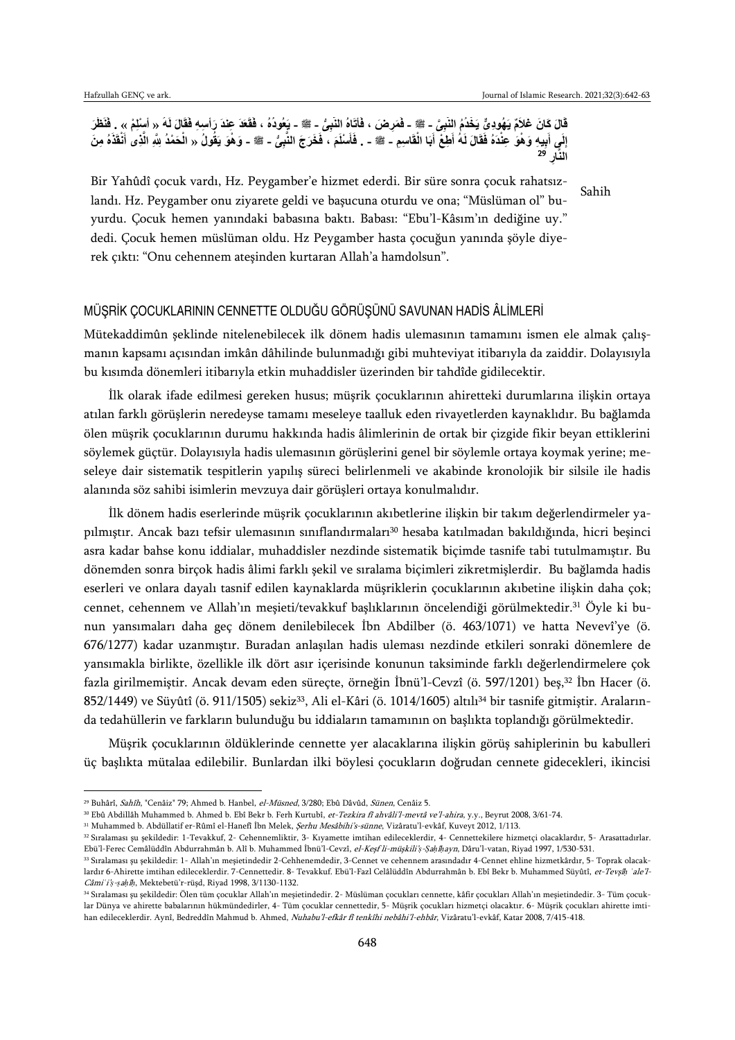قَالَ كَانَ غُلاَمٌ يَهُودِىٌّ يَخْدُمُ النَّبِىَّ - ﷺ - فَمَرِضَ ، فَأَتَاهُ النَّبِىُّ - ﷺ - يَعُودُهُ ، فَقَعَدَ عِنْدَ رَأْسِهِ فَقَالَ لَهُ « أَسْلِمْ » . فَنَظَرَ إِلَى أَبِيهِ وَهْوَ عِنْدَهُ فَقَالَ لَهُ أَطِعْ أَبَا الْقَاسِمِ - ﷺ - . فَأَسْلَمَ ، فَخَرَجَ النَّبِىُّ - ﷺ - وَهْوَ يَقُولُ « الْحَمْدُ لِلَّهِ الَّذِى أَنْقَذَهُ مِنَ النَّارِ »[29]

| | |
|---|---|
| Bir Yahûdî çocuk vardı, Hz. Peygamber'e hizmet ederdi. Bir süre sonra çocuk rahatsızlandı. Hz. Peygamber onu ziyarete geldi ve başucuna oturdu ve ona; "Müslüman ol" buyurdu. Çocuk hemen yanındaki babasına baktı. Babası: "Ebu'l-Kâsım'ın dediğine uy." dedi. Çocuk hemen müslüman oldu. Hz Peygamber hasta çocuğun yanında şöyle diyerek çıktı: "Onu cehennem ateşinden kurtaran Allah'a hamdolsun". | Sahih |

## MÜŞRİK ÇOCUKLARININ CENNETTE OLDUĞU GÖRÜŞÜNÜ SAVUNAN HADİS ÂLİMLERİ

Mütekaddimûn şeklinde nitelenebilecek ilk dönem hadis ulemasının tamamını ismen ele almak çalışmanın kapsamı açısından imkân dâhilinde bulunmadığı gibi muhteviyat itibarıyla da zaiddir. Dolayısıyla bu kısımda dönemleri itibarıyla etkin muhaddisler üzerinden bir tahdîde gidilecektir.

İlk olarak ifade edilmesi gereken husus; müşrik çocuklarının ahiretteki durumlarına ilişkin ortaya atılan farklı görüşlerin neredeyse tamamı meseleye taalluk eden rivayetlerden kaynaklıdır. Bu bağlamda ölen müşrik çocuklarının durumu hakkında hadis âlimlerinin de ortak bir çizgide fikir beyan ettiklerini söylemek güçtür. Dolayısıyla hadis ulemasının görüşlerini genel bir söylemle ortaya koymak yerine; meseleye dair sistematik tespitlerin yapılış süreci belirlenmeli ve akabinde kronolojik bir silsile ile hadis alanında söz sahibi isimlerin mevzuya dair görüşleri ortaya konulmalıdır.

İlk dönem hadis eserlerinde müşrik çocuklarının akıbetlerine ilişkin bir takım değerlendirmeler yapılmıştır. Ancak bazı tefsir ulemasının sınıflandırmaları[30] hesaba katılmadan bakıldığında, hicri beşinci asra kadar bahse konu iddialar, muhaddisler nezdinde sistematik biçimde tasnife tabi tutulmamıştır. Bu dönemden sonra birçok hadis âlimi farklı şekil ve sıralama biçimleri zikretmişlerdir. Bu bağlamda hadis eserleri ve onlara dayalı tasnif edilen kaynaklarda müşriklerin çocuklarının akıbetine ilişkin daha çok; cennet, cehennem ve Allah'ın meşieti/tevakkuf başlıklarının öncelendiği görülmektedir.[31] Öyle ki bunun yansımaları daha geç dönem denilebilecek İbn Abdilber (ö. 463/1071) ve hatta Nevevî'ye (ö. 676/1277) kadar uzanmıştır. Buradan anlaşılan hadis uleması nezdinde etkileri sonraki dönemlere de yansımakla birlikte, özellikle ilk dört asır içerisinde konunun taksiminde farklı değerlendirmelere çok fazla girilmemiştir. Ancak devam eden süreçte, örneğin İbnü'l-Cevzî (ö. 597/1201) beş,[32] İbn Hacer (ö. 852/1449) ve Süyûtî (ö. 911/1505) sekiz[33], Ali el-Kârî (ö. 1014/1605) altılı[34] bir tasnife gitmiştir. Aralarında tedahüllerin ve farkların bulunduğu bu iddiaların tamamının on başlıkta toplandığı görülmektedir.

Müşrik çocuklarının öldüklerinde cennette yer alacaklarına ilişkin görüş sahiplerinin bu kabulleri üç başlıkta mütalaa edilebilir. Bunlardan ilki böylesi çocukların doğrudan cennete gidecekleri, ikincisi

---

[29] Buhârî, *Sahîh*, "Cenâiz" 79; Ahmed b. Hanbel, *el-Müsned*, 3/280; Ebû Dâvûd, *Sünen*, Cenâiz 5.

[30] Ebû Abdillâh Muhammed b. Ahmed b. Ebî Bekr b. Ferh Kurtubî, *et-Tezkira fî ahvâli'l-mevtâ ve'l-ahira*, y.y., Beyrut 2008, 3/61-74.

[31] Muhammed b. Abdüllatif er-Rûmî el-Hanefî İbn Melek, *Şerhu Mesâbihi's-sünne*, Vizâratu'l-evkâf, Kuveyt 2012, 1/113.

[32] Sıralaması şu şekildedir: 1-Tevakkuf, 2- Cehennemliktir, 3- Kıyamette imtihan edileceklerdir, 4- Cennettekilere hizmetçi olacaklardır, 5- Arasattadırlar. Ebü'l-Ferec Cemâlüddîn Abdurrahmân b. Alî b. Muhammed İbnü'l-Cevzî, *el-Keşf li-müşkili's-Şahîhayn*, Dâru'l-vatan, Riyad 1997, 1/530-531.

[33] Sıralaması şu şekildedir: 1- Allah'ın meşietindedir 2-Cehhenemdedir, 3-Cennet ve cehennem arasındadır 4-Cennet ehline hizmetkârdır, 5- Toprak olacaklardır 6-Ahirette imtihan edileceklerdir. 7-Cennettedir. 8- Tevakkuf. Ebü'l-Fazl Celâlüddîn Abdurrahmân b. Ebî Bekr b. Muhammed Süyûtî, *et-Tevşîh ʿale'l-Câmiʿi's-şahîh*, Mektebetü'r-rüşd, Riyad 1998, 3/1130-1132.

[34] Sıralaması şu şekildedir: Ölen tüm çocuklar Allah'ın meşietindedir. 2- Müslüman çocukları cennette, kâfir çocukları Allah'ın meşietindedir. 3- Tüm çocuklar Dünya ve ahirette babalarının hükmündedirler, 4- Tüm çocuklar cennettedir, 5- Müşrik çocukları hizmetçi olacaktır. 6- Müşrik çocukları ahirette imtihan edileceklerdir. Aynî, Bedreddîn Mahmud b. Ahmed, *Nuhabu'l-efkâr fî tenkîhi nebâhi'l-ehbâr*, Vizâratu'l-evkâf, Katar 2008, 7/415-418.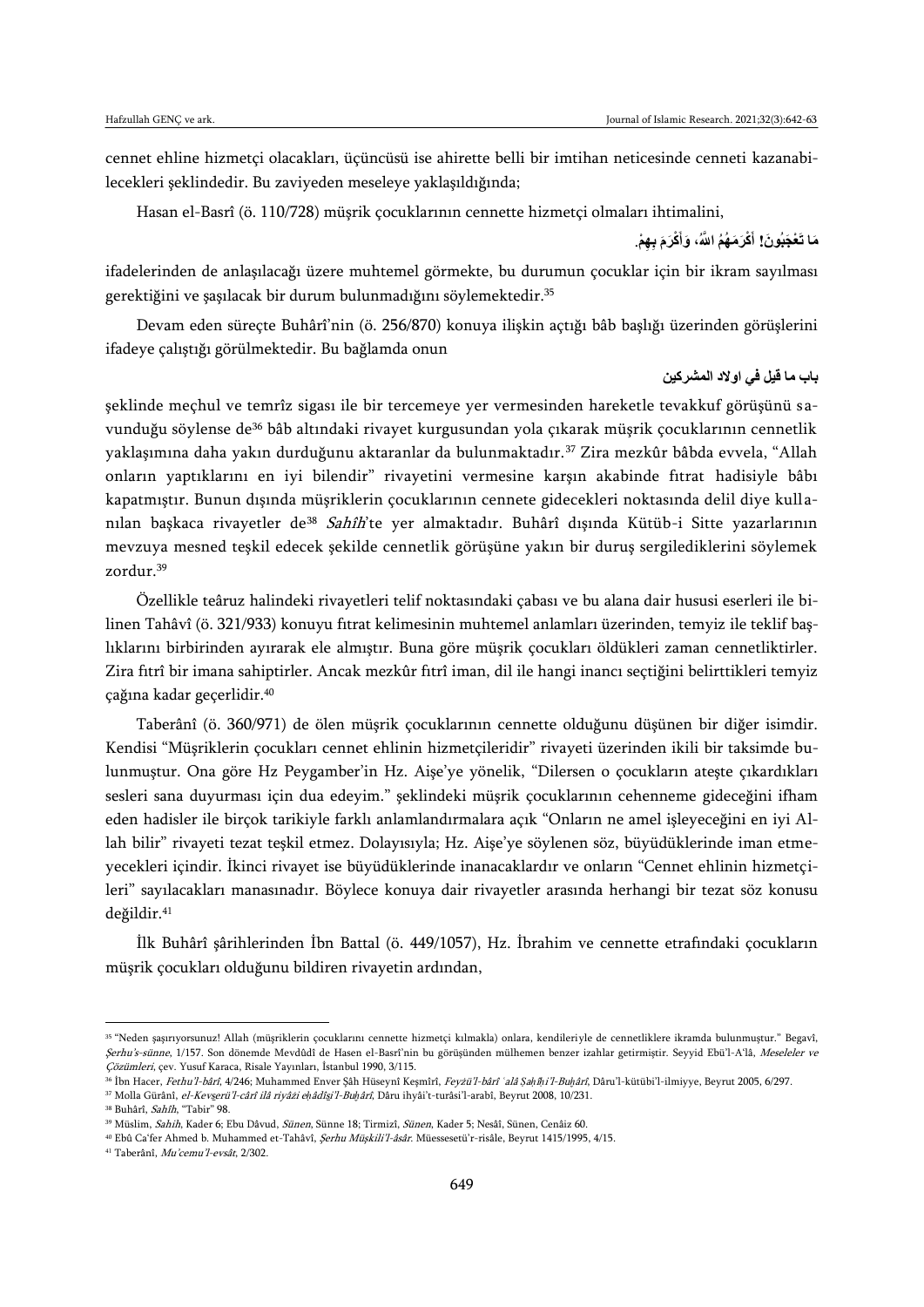cennet ehline hizmetçi olacakları, üçüncüsü ise ahirette belli bir imtihan neticesinde cenneti kazanabilecekleri şeklindedir. Bu zaviyeden meseleye yaklaşıldığında;

Hasan el-Basrî (ö. 110/728) müşrik çocuklarının cennette hizmetçi olmaları ihtimalini,

مَا تَعْجَبُونَ! أَكْرَمَهُمُ اللَّهُ، وَأَكْرَمَ بِهِمْ.

ifadelerinden de anlaşılacağı üzere muhtemel görmekte, bu durumun çocuklar için bir ikram sayılması gerektiğini ve şaşılacak bir durum bulunmadığını söylemektedir.[35]

Devam eden süreçte Buhârî'nin (ö. 256/870) konuya ilişkin açtığı bâb başlığı üzerinden görüşlerini ifadeye çalıştığı görülmektedir. Bu bağlamda onun

باب ما قيل في اولاد المشركين

şeklinde meçhul ve temrîz sigası ile bir tercemeye yer vermesinden hareketle tevakkuf görüşünü savunduğu söylense de[36] bâb altındaki rivayet kurgusundan yola çıkarak müşrik çocuklarının cennetlik yaklaşımına daha yakın durduğunu aktaranlar da bulunmaktadır.[37] Zira mezkûr bâbda evvela, "Allah onların yaptıklarını en iyi bilendir" rivayetini vermesine karşın akabinde fıtrat hadisiyle bâbı kapatmıştır. Bunun dışında müşriklerin çocuklarının cennete gidecekleri noktasında delil diye kullanılan başkaca rivayetler de[38] *Sahîh*'te yer almaktadır. Buhârî dışında Kütüb-i Sitte yazarlarının mevzuya mesned teşkil edecek şekilde cennetlik görüşüne yakın bir duruş sergilediklerini söylemek zordur.[39]

Özellikle teâruz halindeki rivayetleri telif noktasındaki çabası ve bu alana dair hususi eserleri ile bilinen Tahâvî (ö. 321/933) konuyu fıtrat kelimesinin muhtemel anlamları üzerinden, temyiz ile teklif başlıklarını birbirinden ayırarak ele almıştır. Buna göre müşrik çocukları öldükleri zaman cennetliktirler. Zira fıtrî bir imana sahiptirler. Ancak mezkûr fıtrî iman, dil ile hangi inancı seçtiğini belirttikleri temyiz çağına kadar geçerlidir.[40]

Taberânî (ö. 360/971) de ölen müşrik çocuklarının cennette olduğunu düşünen bir diğer isimdir. Kendisi "Müşriklerin çocukları cennet ehlinin hizmetçileridir" rivayeti üzerinden ikili bir taksimde bulunmuştur. Ona göre Hz Peygamber'in Hz. Aişe'ye yönelik, "Dilersen o çocukların ateşte çıkardıkları sesleri sana duyurması için dua edeyim." şeklindeki müşrik çocuklarının cehenneme gideceğini ifham eden hadisler ile birçok tarikiyle farklı anlamlandırmalara açık "Onların ne amel işleyeceğini en iyi Allah bilir" rivayeti tezat teşkil etmez. Dolayısıyla; Hz. Aişe'ye söylenen söz, büyüdüklerinde iman etmeyecekleri içindir. İkinci rivayet ise büyüdüklerinde inanacaklardır ve onların "Cennet ehlinin hizmetçileri" sayılacakları manasınadır. Böylece konuya dair rivayetler arasında herhangi bir tezat söz konusu değildir.[41]

İlk Buhârî şârihlerinden İbn Battal (ö. 449/1057), Hz. İbrahim ve cennette etrafındaki çocukların müşrik çocukları olduğunu bildiren rivayetin ardından,

---

[35] "Neden şaşırıyorsunuz! Allah (müşriklerin çocuklarını cennette hizmetçi kılmakla) onlara, kendileriyle de cennetliklere ikramda bulunmuştur." Begavî, *Şerhu's-sünne*, 1/157. Son dönemde Mevdûdî de Hasen el-Basrî'nin bu görüşünden mülhemen benzer izahlar getirmiştir. Seyyid Ebü'l-A'lâ, *Meseleler ve Çözümleri*, çev. Yusuf Karaca, Risale Yayınları, İstanbul 1990, 3/115.

[36] İbn Hacer, *Fethu'l-bârî*, 4/246; Muhammed Enver Şâh Hüseynî Keşmîrî, *Feyżü'l-bârî ʿalâ Şaḥîḥi'l-Buḫârî*, Dâru'l-kütübi'l-ilmiyye, Beyrut 2005, 6/297.

[37] Molla Gürânî, *el-Kevşerü'l-cârî ilâ riyâżi eḥâdîşi'l-Buḫârî*, Dâru ihyâi't-turâsi'l-arabî, Beyrut 2008, 10/231.

[38] Buhârî, *Sahîh*, "Tabir" 98.

[39] Müslim, *Sahîh*, Kader 6; Ebu Dâvud, *Sünen*, Sünne 18; Tirmizî, *Sünen*, Kader 5; Nesâî, Sünen, Cenâiz 60.

[40] Ebû Ca'fer Ahmed b. Muhammed et-Tahâvî, *Şerhu Müşkili'l-âsâr*. Müessesetü'r-risâle, Beyrut 1415/1995, 4/15.

[41] Taberânî, *Mu'cemu'l-evsât*, 2/302.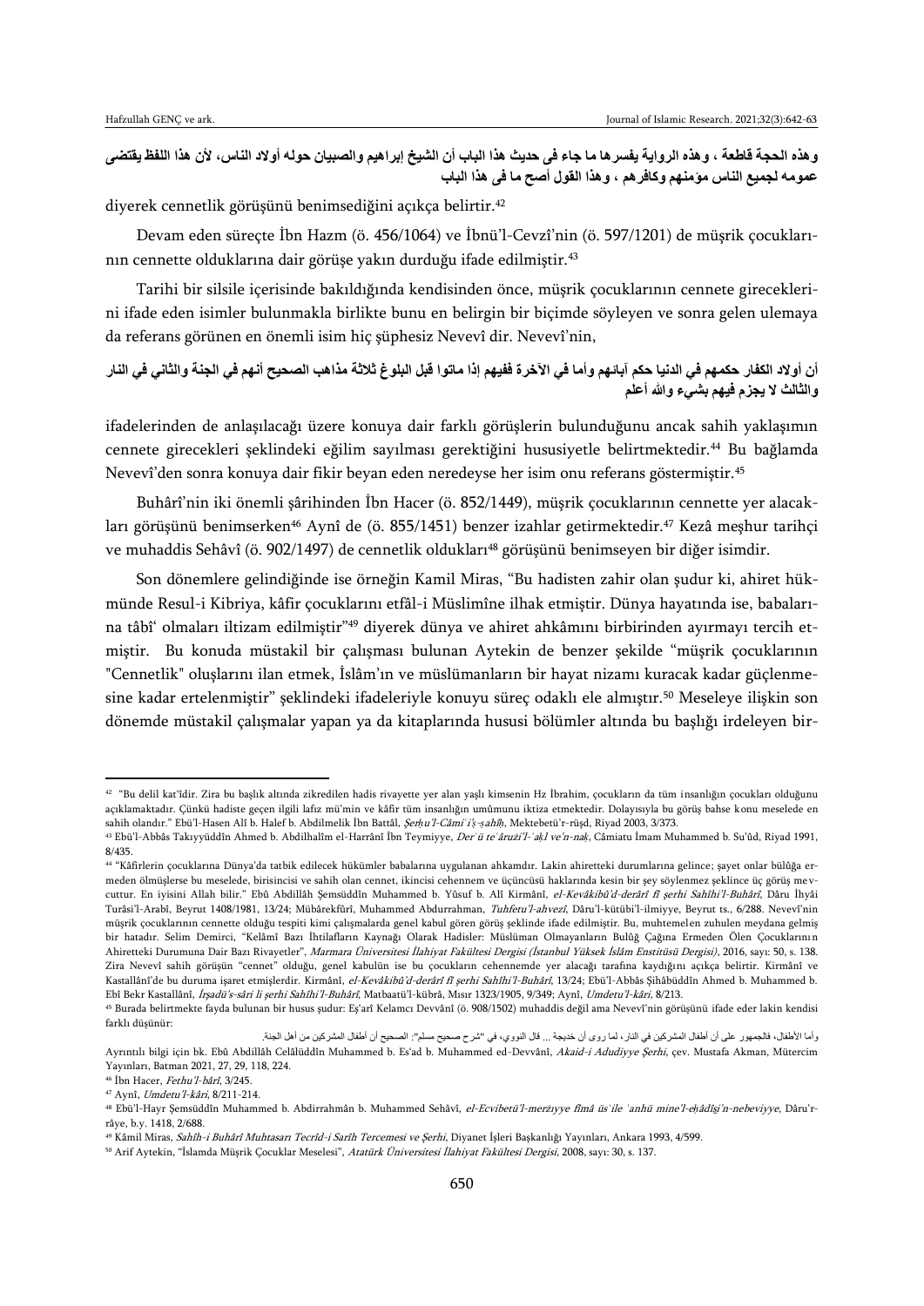وهذه الحجة قاطعة ، وهذه الرواية يفسرها ما جاء فى حديث هذا الباب أن الشيخ إبراهيم والصبيان حوله أولاد الناس، لأن هذا اللفظ يقتضى عمومه لجميع الناس مؤمنهم وكافرهم ، وهذا القول أصح ما فى هذا الباب

diyerek cennetlik görüşünü benimsediğini açıkça belirtir.[42]

Devam eden süreçte İbn Hazm (ö. 456/1064) ve İbnü'l-Cevzî'nin (ö. 597/1201) de müşrik çocuklarının cennette olduklarına dair görüşe yakın durduğu ifade edilmiştir.[43]

Tarihi bir silsile içerisinde bakıldığında kendisinden önce, müşrik çocuklarının cennete gireceklerini ifade eden isimler bulunmakla birlikte bunu en belirgin bir biçimde söyleyen ve sonra gelen ulemaya da referans görünen en önemli isim hiç şüphesiz Nevevî dir. Nevevî'nin,

أن أولاد الكفار حكمهم في الدنيا حكم آبائهم وأما في الآخرة ففيهم إذا ماتوا قبل البلوغ ثلاثة مذاهب الصحيح أنهم في الجنة والثاني في النار والثالث لا يجزم فيهم بشيء والله أعلم

ifadelerinden de anlaşılacağı üzere konuya dair farklı görüşlerin bulunduğunu ancak sahih yaklaşımın cennete girecekleri şeklindeki eğilim sayılması gerektiğini hususiyetle belirtmektedir.[44] Bu bağlamda Nevevî'den sonra konuya dair fikir beyan eden neredeyse her isim onu referans göstermiştir.[45]

Buhârî'nin iki önemli şârihinden İbn Hacer (ö. 852/1449), müşrik çocuklarının cennette yer alacakları görüşünü benimserken[46] Aynî de (ö. 855/1451) benzer izahlar getirmektedir.[47] Kezâ meşhur tarihçi ve muhaddis Sehâvî (ö. 902/1497) de cennetlik oldukları[48] görüşünü benimseyen bir diğer isimdir.

Son dönemlere gelindiğinde ise örneğin Kamil Miras, "Bu hadisten zahir olan şudur ki, ahiret hükmünde Resul-i Kibriya, kâfir çocuklarını etfâl-i Müslimîne ilhak etmiştir. Dünya hayatında ise, babalarına tâbi' olmaları iltizam edilmiştir"[49] diyerek dünya ve ahiret ahkâmını birbirinden ayırmayı tercih etmiştir. Bu konuda müstakil bir çalışması bulunan Aytekin de benzer şekilde "müşrik çocuklarının "Cennetlik" oluşlarını ilan etmek, İslâm'ın ve müslümanların bir hayat nizamı kuracak kadar güçlenmesine kadar ertelenmiştir" şeklindeki ifadeleriyle konuyu süreç odaklı ele almıştır.[50] Meseleye ilişkin son dönemde müstakil çalışmalar yapan ya da kitaplarında hususi bölümler altında bu başlığı irdeleyen bir-

---

[42] "Bu delil kat'idir. Zira bu başlık altında zikredilen hadis rivayette yer alan yaşlı kimsenin Hz İbrahim, çocukların da tüm insanlığın çocukları olduğunu açıklamaktadır. Çünkü hadiste geçen ilgili lafız mü'min ve kâfir tüm insanlığın umûmunu iktiza etmektedir. Dolayısıyla bu görüş bahse konu meselede en sahih olandır." Ebü'l-Hasen Alî b. Halef b. Abdilmelik İbn Battâl, *Şerḥu'l-Câmiʿi'ṣ-ṣaḥîḥ*, Mektebetü'r-rüşd, Riyad 2003, 3/373.

[43] Ebü'l-Abbâs Takıyyüddîn Ahmed b. Abdilhalîm el-Harrânî İbn Teymiyye, *Derʾü teʿârużi'l-ʿaḳl ve'n-naḳ*, Câmiatu İmam Muhammed b. Su'ûd, Riyad 1991, 8/435.

[44] "Kâfirlerin çocuklarına Dünya'da tatbik edilecek hükümler babalarına uygulanan ahkamdır. Lakin ahiretteki durumlarına gelince; şayet onlar bülûğa ermeden ölmüşlerse bu meselede, birisincisi ve sahih olan cennet, ikincisi cehennem ve üçüncüsü haklarında kesin bir şey söylenmez şeklince üç görüş mevcuttur. En iyisini Allah bilir." Ebû Abdillâh Şemsüddîn Muhammed b. Yûsuf b. Alî Kirmânî, *el-Kevâkibü'd-derârî fî şerhi Sahîhi'l-Buhârî*, Dâru İhyâi Turâsi'l-Arabî, Beyrut 1408/1981, 13/24; Mübârekfûrî, Muhammed Abdurrahman, *Tuhfetu'l-ahvezî*, Dâru'l-kütübi'l-ilmiyye, Beyrut ts., 6/288. Nevevî'nin müşrik çocuklarının cennette olduğu tespiti kimi çalışmalarda genel kabul gören görüş şeklinde ifade edilmiştir. Bu, muhtemelen zuhulen meydana gelmiş bir hatadır. Selim Demirci, "Kelâmî Bazı İhtilafların Kaynağı Olarak Hadisler: Müslüman Olmayanların Bulûğ Çağına Ermeden Ölen Çocuklarının Ahiretteki Durumuna Dair Bazı Rivayetler", *Marmara Üniversitesi İlahiyat Fakültesi Dergisi (İstanbul Yüksek İslâm Enstitüsü Dergisi)*, 2016, sayı: 50, s. 138. Zira Nevevî sahih görüşün "cennet" olduğu, genel kabulün ise bu çocukların cehennemde yer alacağı tarafına kaydığını açıkça belirtir. Kirmânî ve Kastallânî'de bu duruma işaret etmişlerdir. Kirmânî, *el-Kevâkibü'd-derârî fî şerhi Sahîhi'l-Buhârî*, 13/24; Ebü'l-Abbâs Şihâbüddîn Ahmed b. Muhammed b. Ebî Bekr Kastallânî, *İrşadü's-sâri li şerhi Sahîhi'l-Buhârî*, Matbaatü'l-kübrâ, Mısır 1323/1905, 9/349; Aynî, *Umdetu'l-kârî*, 8/213.

[45] Burada belirtmekte fayda bulunan bir husus şudur: Eş'arî Kelamcı Devvânî (ö. 908/1502) muhaddis değil ama Nevevî'nin görüşünü ifade eder lakin kendisi farklı düşünür:

وأما الأطفال، فالجمهور على أن أطفال المشركين في النار، لما روى أن خديجة ... قال النووي، في "شرح صحيح مسلم": الصحيح أن أطفال المشركين من أهل الجنة.

Ayrıntılı bilgi için bk. Ebû Abdillâh Celâlüddîn Muhammed b. Es'ad b. Muhammed ed-Devvânî, *Akaid-i Adudiyye Şerhi*, çev. Mustafa Akman, Mütercim Yayınları, Batman 2021, 27, 29, 118, 224.

[46] İbn Hacer, *Fethu'l-bârî*, 3/245.

[47] Aynî, *Umdetu'l-kârî*, 8/211-214.

[48] Ebü'l-Hayr Şemsüddîn Muhammed b. Abdirrahmân b. Muhammed Sehâvî, *el-Ecvibetü'l-merżıyye fîmâ üsʾile ʿanhü mine'l-eḥâdîşi'n-nebeviyye*, Dâru'r-râye, b.y. 1418, 2/688.

[49] Kâmil Miras, *Sahîh-i Buhârî Muhtasarı Tecrîd-i Sarîh Tercemesi ve Şerhi*, Diyanet İşleri Başkanlığı Yayınları, Ankara 1993, 4/599.

[50] Arif Aytekin, "İslamda Müşrik Çocuklar Meselesi", *Atatürk Üniversitesi İlahiyat Fakültesi Dergisi*, 2008, sayı: 30, s. 137.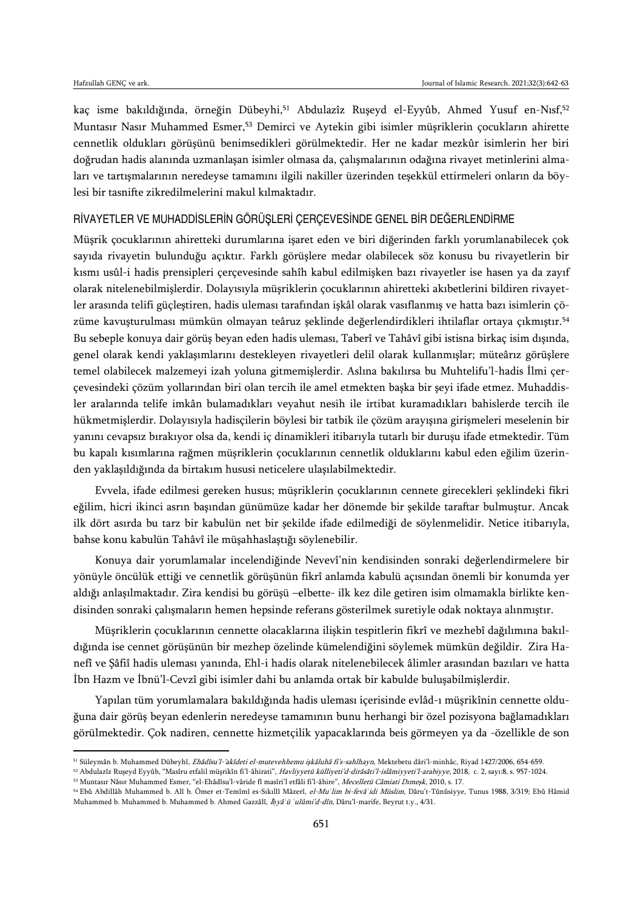kaç isme bakıldığında, örneğin Dübeyhi,[51] Abdulazîz Ruşeyd el-Eyyûb, Ahmed Yusuf en-Nısf,[52] Muntasır Nasır Muhammed Esmer,[53] Demirci ve Aytekin gibi isimler müşriklerin çocukların ahirette cennetlik oldukları görüşünü benimsedikleri görülmektedir. Her ne kadar mezkûr isimlerin her biri doğrudan hadis alanında uzmanlaşan isimler olmasa da, çalışmalarının odağına rivayet metinlerini almaları ve tartışmalarının neredeyse tamamını ilgili nakiller üzerinden teşekkül ettirmeleri onların da böylesi bir tasnifte zikredilmelerini makul kılmaktadır.

## RİVAYETLER VE MUHADDİSLERİN GÖRÜŞLERİ ÇERÇEVESİNDE GENEL BİR DEĞERLENDİRME

Müşrik çocuklarının ahiretteki durumlarına işaret eden ve biri diğerinden farklı yorumlanabilecek çok sayıda rivayetin bulunduğu açıktır. Farklı görüşlere medar olabilecek söz konusu bu rivayetlerin bir kısmı usûl-i hadis prensipleri çerçevesinde sahîh kabul edilmişken bazı rivayetler ise hasen ya da zayıf olarak nitelenebilmişlerdir. Dolayısıyla müşriklerin çocuklarının ahiretteki akıbetlerini bildiren rivayetler arasında telifi güçleştiren, hadis uleması tarafından işkâl olarak vasıflanmış ve hatta bazı isimlerin çözüme kavuşturulması mümkün olmayan teâruz şeklinde değerlendirdikleri ihtilaflar ortaya çıkmıştır.[54] Bu sebeple konuya dair görüş beyan eden hadis uleması, Taberî ve Tahâvî gibi istisna birkaç isim dışında, genel olarak kendi yaklaşımlarını destekleyen rivayetleri delil olarak kullanmışlar; müteârız görüşlere temel olabilecek malzemeyi izah yoluna gitmemişlerdir. Aslına bakılırsa bu Muhtelifu'l-hadis İlmi çerçevesindeki çözüm yollarından biri olan tercih ile amel etmekten başka bir şeyi ifade etmez. Muhaddisler aralarında telife imkân bulamadıkları veyahut nesih ile irtibat kuramadıkları bahislerde tercih ile hükmetmişlerdir. Dolayısıyla hadisçilerin böylesi bir tatbik ile çözüm arayışına girişmeleri meselenin bir yanını cevapsız bırakıyor olsa da, kendi iç dinamikleri itibarıyla tutarlı bir duruşu ifade etmektedir. Tüm bu kapalı kısımlarına rağmen müşriklerin çocuklarının cennetlik olduklarını kabul eden eğilim üzerinden yaklaşıldığında da birtakım hususi neticelere ulaşılabilmektedir.

Evvela, ifade edilmesi gereken husus; müşriklerin çocuklarının cennete girecekleri şeklindeki fikri eğilim, hicri ikinci asrın başından günümüze kadar her dönemde bir şekilde taraftar bulmuştur. Ancak ilk dört asırda bu tarz bir kabulün net bir şekilde ifade edilmediği de söylenmelidir. Netice itibarıyla, bahse konu kabulün Tahâvî ile müşahhaslaştığı söylenebilir.

Konuya dair yorumlamalar incelendiğinde Nevevî'nin kendisinden sonraki değerlendirmelere bir yönüyle öncülük ettiği ve cennetlik görüşünün fikrî anlamda kabulü açısından önemli bir konumda yer aldığı anlaşılmaktadır. Zira kendisi bu görüşü –elbette- ilk kez dile getiren isim olmamakla birlikte kendisinden sonraki çalışmaların hemen hepsinde referans gösterilmek suretiyle odak noktaya alınmıştır.

Müşriklerin çocuklarının cennette olacaklarına ilişkin tespitlerin fikrî ve mezhebî dağılımına bakıldığında ise cennet görüşünün bir mezhep özelinde kümelendiğini söylemek mümkün değildir. Zira Hanefî ve Şâfiî hadis uleması yanında, Ehl-i hadis olarak nitelenebilecek âlimler arasından bazıları ve hatta İbn Hazm ve İbnü'l-Cevzî gibi isimler dahi bu anlamda ortak bir kabulde buluşabilmişlerdir.

Yapılan tüm yorumlamalara bakıldığında hadis uleması içerisinde evlâd-ı müşrikînin cennette olduğuna dair görüş beyan edenlerin neredeyse tamamının bunu herhangi bir özel pozisyona bağlamadıkları görülmektedir. Çok nadiren, cennette hizmetçilik yapacaklarında beis görmeyen ya da -özellikle de son

---

[51] Süleymân b. Muhammed Dübeyhî, *Ehâdîsu'l-'akîdeti el-mutevehhemu işkâluhâ fi's-sahîhayn*, Mektebetu dâri'l-minhâc, Riyad 1427/2006, 654-659.

[52] Abdulazîz Ruşeyd Eyyûb, "Masîru etfalil müşrikîn fi'l-âhirati", *Havliyyetü külliyeti'd-dirâsâti'l-islâmiyyeti'l-arabiyye*, 2018, c. 2, sayı:8, s. 957-1024.

[53] Muntasır Nâsır Muhammed Esmer, "el-Ehâdîsu'l-vâride fî masîri'l etfâli fi'l-âhire", *Mecelletü Câmiati Dımeşk*, 2010, s. 17.

[54] Ebû Abdillâh Muhammed b. Alî b. Ömer et-Temîmî es-Sıkıllî Mâzerî, *el-Mu'lim bi-fevâ'idi Müslim*, Dâru't-Tûnûsiyye, Tunus 1988, 3/319; Ebû Hâmid Muhammed b. Muhammed b. Muhammed b. Ahmed Gazzâlî, *İhyâ'ü 'ulûmi'd-dîn*, Dâru'l-marife, Beyrut t.y., 4/31.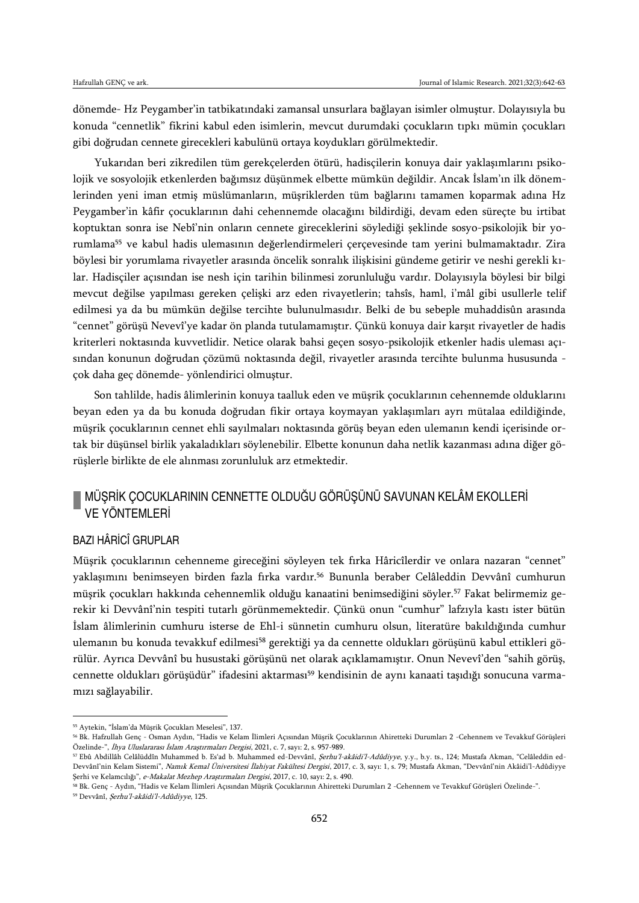dönemde- Hz Peygamber'in tatbikatındaki zamansal unsurlara bağlayan isimler olmuştur. Dolayısıyla bu konuda "cennetlik" fikrini kabul eden isimlerin, mevcut durumdaki çocukların tıpkı mümin çocukları gibi doğrudan cennete gireceklerı kabulünü ortaya koydukları görülmektedir.

Yukarıdan beri zikredilen tüm gerekçelerden ötürü, hadisçilerin konuya dair yaklaşımlarını psikolojik ve sosyolojik etkenlerden bağımsız düşünmek elbette mümkün değildir. Ancak İslam'ın ilk dönemlerinden yeni iman etmiş müslümanların, müşriklerden tüm bağlarını tamamen koparmak adına Hz Peygamber'in kâfir çocuklarının dahi cehennemde olacağını bildirdiği, devam eden süreçte bu irtibat koptuktan sonra ise Nebî'nin onların cennete gireceklerini söylediği şeklinde sosyo-psikolojik bir yorumlama[55] ve kabul hadis ulemasının değerlendirmeleri çerçevesinde tam yerini bulmamaktadır. Zira böylesi bir yorumlama rivayetler arasında öncelik sonralık ilişkisini gündeme getirir ve neshi gerekli kılar. Hadisçiler açısından ise nesh için tarihin bilinmesi zorunluluğu vardır. Dolayısıyla böylesi bir bilgi mevcut değilse yapılması gereken çelişki arz eden rivayetlerin; tahsîs, haml, i'mâl gibi usullerle telif edilmesi ya da bu mümkün değilse tercihte bulunulmasıdır. Belki de bu sebeple muhaddisûn arasında "cennet" görüşü Nevevî'ye kadar ön planda tutulamamıştır. Çünkü konuya dair karşıt rivayetler de hadis kriterleri noktasında kuvvetlidir. Netice olarak bahsi geçen sosyo-psikolojik etkenler hadis uleması açısından konunun doğrudan çözümü noktasında değil, rivayetler arasında tercihte bulunma hususunda -çok daha geç dönemde- yönlendirici olmuştur.

Son tahlilde, hadis âlimlerinin konuya taalluk eden ve müşrik çocuklarının cehennemde olduklarını beyan eden ya da bu konuda doğrudan fikir ortaya koymayan yaklaşımları ayrı mütalaa edildiğinde, müşrik çocuklarının cennet ehli sayılmaları noktasında görüş beyan eden ulemanın kendi içerisinde ortak bir düşünsel birlik yakaladıkları söylenebilir. Elbette konunun daha netlik kazanması adına diğer görüşlerle birlikte de ele alınması zorunluluk arz etmektedir.

## MÜŞRİK ÇOCUKLARININ CENNETTE OLDUĞU GÖRÜŞÜNÜ SAVUNAN KELÂM EKOLLERİ VE YÖNTEMLERİ

### BAZI HÂRİCÎ GRUPLAR

Müşrik çocuklarının cehenneme gireceğini söyleyen tek fırka Hâricîlerdir ve onlara nazaran "cennet" yaklaşımını benimseyen birden fazla fırka vardır.[56] Bununla beraber Celâleddin Devvânî cumhurun müşrik çocukları hakkında cehennemlik olduğu kanaatini benimsediğini söyler.[57] Fakat belirmemiz gerekir ki Devvânî'nin tespiti tutarlı görünmemektedir. Çünkü onun "cumhur" lafzıyla kastı ister bütün İslam âlimlerinin cumhuru isterse de Ehl-i sünnetin cumhuru olsun, literatüre bakıldığında cumhur ulemanın bu konuda tevakkuf edilmesi[58] gerektiği ya da cennette oldukları görüşünü kabul ettikleri görülür. Ayrıca Devvânî bu husustaki görüşünü net olarak açıklamamıştır. Onun Nevevî'den "sahih görüş, cennette oldukları görüşüdür" ifadesini aktarması[59] kendisinin de aynı kanaati taşıdığı sonucuna varmamızı sağlayabilir.

---

[55] Aytekin, "İslam'da Müşrik Çocukları Meselesi", 137.

[56] Bk. Hafzullah Genç - Osman Aydın, "Hadis ve Kelam İlimleri Açısından Müşrik Çocuklarının Ahiretteki Durumları 2 -Cehennem ve Tevakkuf Görüşleri Özelinde-", *İhya Uluslararası İslam Araştırmaları Dergisi*, 2021, c. 7, sayı: 2, s. 957-989.

[57] Ebû Abdillâh Celâlüddîn Muhammed b. Es'ad b. Muhammed ed-Devvânî, *Şerhu'l-akâidi'l-Adûdiyye*, y.y., b.y. ts., 124; Mustafa Akman, "Celâleddin ed-Devvânî'nin Kelam Sistemi", *Namık Kemal Üniversitesi İlahiyat Fakültesi Dergisi*, 2017, c. 3, sayı: 1, s. 79; Mustafa Akman, "Devvânî'nin Akâidi'l-Adûdiyye Şerhi ve Kelamcılığı", *e-Makalat Mezhep Araştırmaları Dergisi*, 2017, c. 10, sayı: 2, s. 490.

[58] Bk. Genç - Aydın, "Hadis ve Kelam İlimleri Açısından Müşrik Çocuklarının Ahiretteki Durumları 2 -Cehennem ve Tevakkuf Görüşleri Özelinde-".

[59] Devvânî, *Şerhu'l-akâidi'l-Adûdiyye*, 125.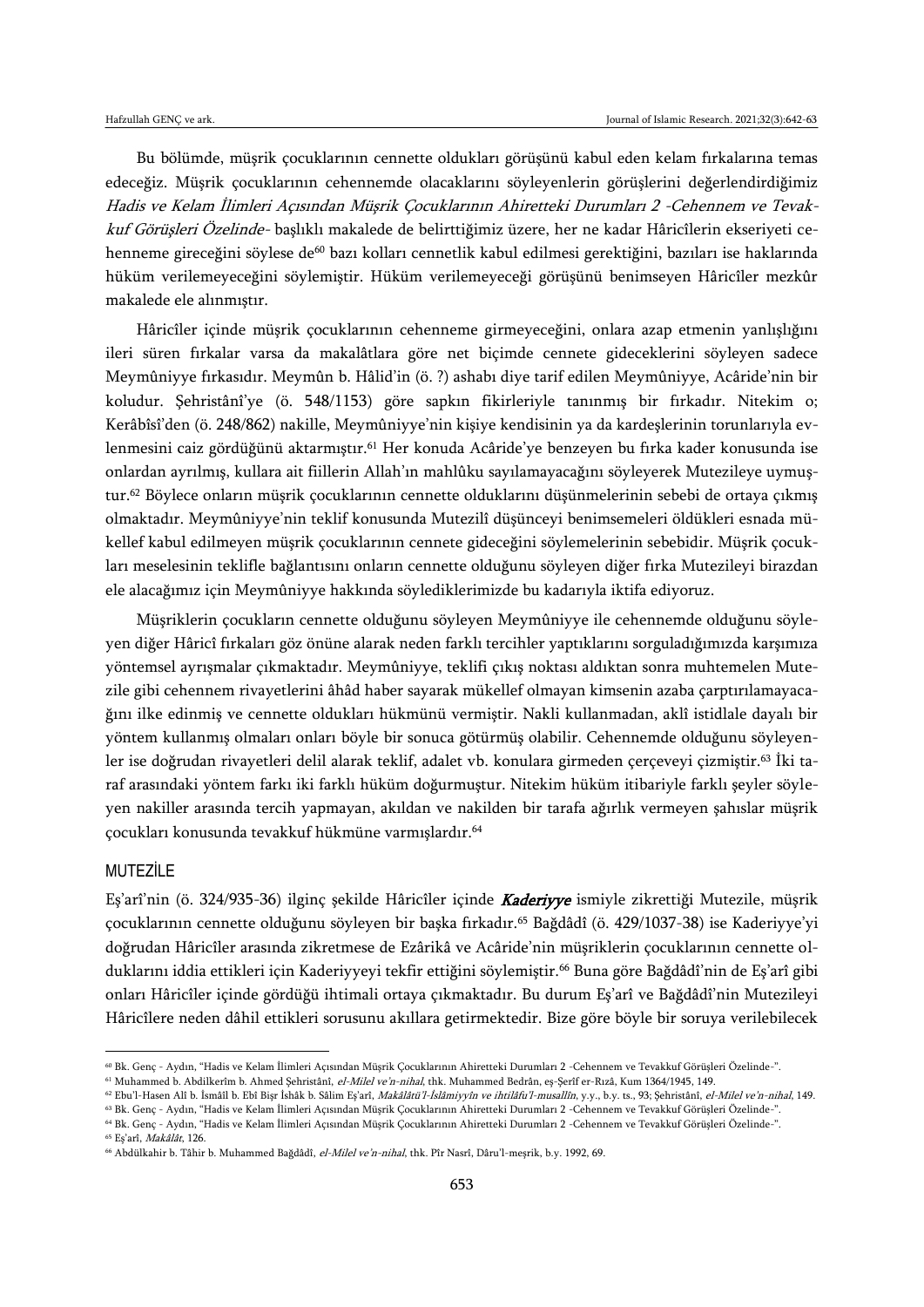Bu bölümde, müşrik çocuklarının cennette oldukları görüşünü kabul eden kelam fırkalarına temas edeceğiz. Müşrik çocuklarının cehennemde olacaklarını söyleyenlerin görüşlerini değerlendirdiğimiz *Hadis ve Kelam İlimleri Açısından Müşrik Çocuklarının Ahiretteki Durumları 2 -Cehennem ve Tevakkuf Görüşleri Özelinde-* başlıklı makalede de belirttiğimiz üzere, her ne kadar Hâricîlerin ekseriyeti cehenneme gireceğini söylese de[60] bazı kolları cennetlik kabul edilmesi gerektiğini, bazıları ise haklarında hüküm verilemeyeceğini söylemiştir. Hüküm verilemeyeceği görüşünü benimseyen Hâricîler mezkûr makalede ele alınmıştır.

Hâricîler içinde müşrik çocuklarının cehenneme girmeyeceğini, onlara azap etmenin yanlışlığını ileri süren fırkalar varsa da makalâtlara göre net biçimde cennete gideceklerini söyleyen sadece Meymûniyye fırkasıdır. Meymûn b. Hâlid'in (ö. ?) ashabı diye tarif edilen Meymûniyye, Acâride'nin bir koludur. Şehristânî'ye (ö. 548/1153) göre sapkın fikirleriyle tanınmış bir fırkadır. Nitekim o; Kerâbîsî'den (ö. 248/862) nakille, Meymûniyye'nin kişiye kendisinin ya da kardeşlerinin torunlarıyla evlenmesini caiz gördüğünü aktarmıştır.[61] Her konuda Acâride'ye benzeyen bu fırka kader konusunda ise onlardan ayrılmış, kullara ait fiillerin Allah'ın mahlûku sayılamayacağını söyleyerek Mutezileye uymuştur.[62] Böylece onların müşrik çocuklarının cennette olduklarını düşünmelerinin sebebi de ortaya çıkmış olmaktadır. Meymûniyye'nin teklif konusunda Mutezilî düşünceyi benimsemeleri öldükleri esnada mükellef kabul edilmeyen müşrik çocuklarının cennete gideceğini söylemelerinin sebebidir. Müşrik çocukları meselesinin teklifle bağlantısını onların cennette olduğunu söyleyen diğer fırka Mutezileyi birazdan ele alacağımız için Meymûniyye hakkında söylediklerimizde bu kadarıyla iktifa ediyoruz.

Müşriklerin çocukların cennette olduğunu söyleyen Meymûniyye ile cehennemde olduğunu söyleyen diğer Hâricî fırkaları göz önüne alarak neden farklı tercihler yaptıklarını sorguladığımızda karşımıza yöntemsel ayrışmalar çıkmaktadır. Meymûniyye, teklifi çıkış noktası aldıktan sonra muhtemelen Mutezile gibi cehennem rivayetlerini âhâd haber sayarak mükellef olmayan kimsenin azaba çarptırılamayacağını ilke edinmiş ve cennette oldukları hükmünü vermiştir. Nakli kullanmadan, aklî istidlale dayalı bir yöntem kullanmış olmaları onları böyle bir sonuca götürmüş olabilir. Cehennemde olduğunu söyleyenler ise doğrudan rivayetleri delil alarak teklif, adalet vb. konulara girmeden çerçeveyi çizmiştir.[63] İki taraf arasındaki yöntem farkı iki farklı hüküm doğurmuştur. Nitekim hüküm itibariyle farklı şeyler söyleyen nakiller arasında tercih yapmayan, akıldan ve nakilden bir tarafa ağırlık vermeyen şahıslar müşrik çocukları konusunda tevakkuf hükmüne varmışlardır.[64]

## MUTEZİLE

Eş'arî'nin (ö. 324/935-36) ilginç şekilde Hâricîler içinde ***Kaderiyye*** ismiyle zikrettiği Mutezile, müşrik çocuklarının cennette olduğunu söyleyen bir başka fırkadır.[65] Bağdâdî (ö. 429/1037-38) ise Kaderiyye'yi doğrudan Hâricîler arasında zikretmese de Ezârikâ ve Acâride'nin müşriklerin çocuklarının cennette olduklarını iddia ettikleri için Kaderiyyeyi tekfir ettiğini söylemiştir.[66] Buna göre Bağdâdî'nin de Eş'arî gibi onları Hâricîler içinde gördüğü ihtimali ortaya çıkmaktadır. Bu durum Eş'arî ve Bağdâdî'nin Mutezileyi Hâricîlere neden dâhil ettikleri sorusunu akıllara getirmektedir. Bize göre böyle bir soruya verilebilecek

---

[60] Bk. Genç - Aydın, "Hadis ve Kelam İlimleri Açısından Müşrik Çocuklarının Ahiretteki Durumları 2 -Cehennem ve Tevakkuf Görüşleri Özelinde-".

[61] Muhammed b. Abdilkerîm b. Ahmed Şehristânî, *el-Milel ve'n-nihal*, thk. Muhammed Bedrân, eş-Şerîf er-Rızâ, Kum 1364/1945, 149.

[62] Ebu'l-Hasen Alî b. İsmâîl b. Ebî Bişr İshâk b. Sâlim Eş'arî, *Makâlâtü'l-İslâmiyyîn ve ihtilâfu'l-musallîn*, y.y., b.y. ts., 93; Şehristânî, *el-Milel ve'n-nihal*, 149.

[63] Bk. Genç - Aydın, "Hadis ve Kelam İlimleri Açısından Müşrik Çocuklarının Ahiretteki Durumları 2 -Cehennem ve Tevakkuf Görüşleri Özelinde-".

[64] Bk. Genç - Aydın, "Hadis ve Kelam İlimleri Açısından Müşrik Çocuklarının Ahiretteki Durumları 2 -Cehennem ve Tevakkuf Görüşleri Özelinde-".

[65] Eş'arî, *Makâlât*, 126.

[66] Abdülkahir b. Tâhir b. Muhammed Bağdâdî, *el-Milel ve'n-nihal*, thk. Pîr Nasrî, Dâru'l-meşrik, b.y. 1992, 69.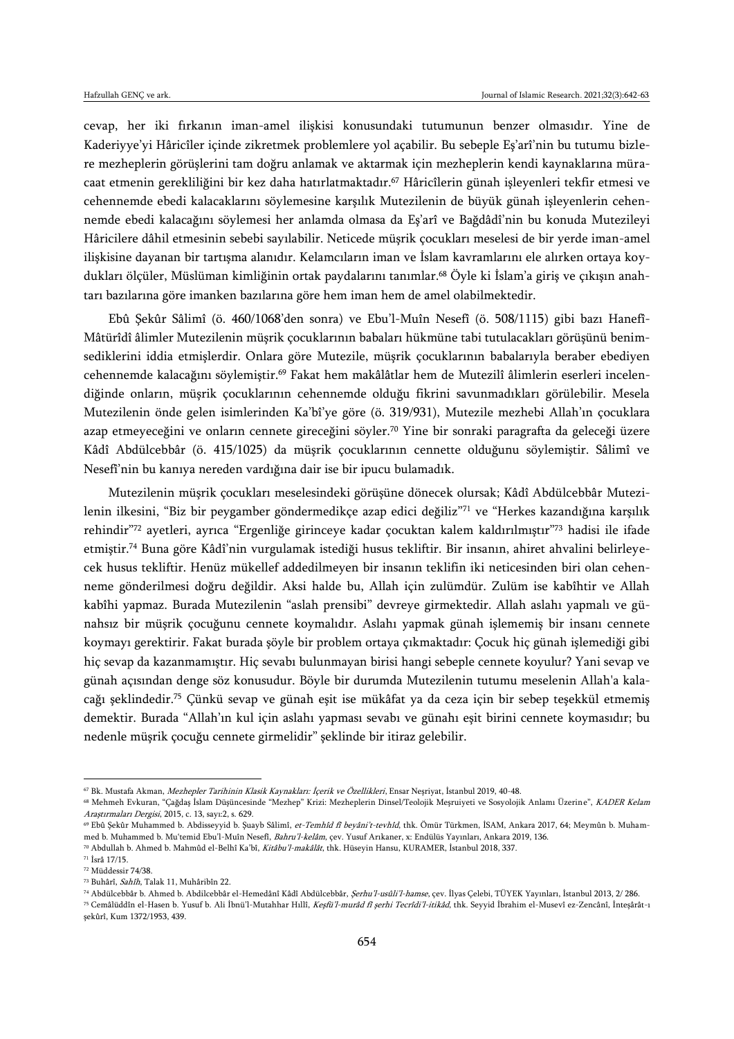cevap, her iki fırkanın iman-amel ilişkisi konusundaki tutumunun benzer olmasıdır. Yine de Kaderiyye'yi Hâricîler içinde zikretmek problemlere yol açabilir. Bu sebeple Eş'arî'nin bu tutumu bizlere mezheplerin görüşlerini tam doğru anlamak ve aktarmak için mezheplerin kendi kaynaklarına müracaat etmenin gerekliliğini bir kez daha hatırlatmaktadır.[67] Hâricîlerin günah işleyenleri tekfir etmesi ve cehennemde ebedi kalacaklarını söylemesine karşılık Mutezilenin de büyük günah işleyenlerin cehennemde ebedi kalacağını söylemesi her anlamda olmasa da Eş'arî ve Bağdâdî'nin bu konuda Mutezileyi Hâricilere dâhil etmesinin sebebi sayılabilir. Neticede müşrik çocukları meselesi de bir yerde iman-amel ilişkisine dayanan bir tartışma alanıdır. Kelamcıların iman ve İslam kavramlarını ele alırken ortaya koydukları ölçüler, Müslüman kimliğinin ortak paydalarını tanımlar.[68] Öyle ki İslam'a giriş ve çıkışın anahtarı bazılarına göre imanken bazılarına göre hem iman hem de amel olabilmektedir.

Ebû Şekûr Sâlimî (ö. 460/1068'den sonra) ve Ebu'l-Muîn Nesefî (ö. 508/1115) gibi bazı Hanefî-Mâtürîdî âlimler Mutezilenin müşrik çocuklarının babaları hükmüne tabi tutulacakları görüşünü benimsediklerini iddia etmişlerdir. Onlara göre Mutezile, müşrik çocuklarının babalarıyla beraber ebediyen cehennemde kalacağını söylemiştir.[69] Fakat hem makâlâtlar hem de Mutezilî âlimlerin eserleri incelendiğinde onların, müşrik çocuklarının cehennemde olduğu fikrini savunmadıkları görülebilir. Mesela Mutezilenin önde gelen isimlerinden Ka'bî'ye göre (ö. 319/931), Mutezile mezhebi Allah'ın çocuklara azap etmeyeceğini ve onların cennete gireceğini söyler.[70] Yine bir sonraki paragrafta da geleceği üzere Kâdî Abdülcebbâr (ö. 415/1025) da müşrik çocuklarının cennette olduğunu söylemiştir. Sâlimî ve Nesefî'nin bu kanıya nereden vardığına dair ise bir ipucu bulamadık.

Mutezilenin müşrik çocukları meselesindeki görüşüne dönecek olursak; Kâdî Abdülcebbâr Mutezilenin ilkesini, "Biz bir peygamber göndermedikçe azap edici değiliz"[71] ve "Herkes kazandığına karşılık rehindir"[72] ayetleri, ayrıca "Ergenliğe girinceye kadar çocuktan kalem kaldırılmıştır"[73] hadisi ile ifade etmiştir.[74] Buna göre Kâdî'nin vurgulamak istediği husus tekliftir. Bir insanın, ahiret ahvalini belirleyecek husus tekliftir. Henüz mükellef addedilmeyen bir insanın teklifin iki neticesinden biri olan cehenneme gönderilmesi doğru değildir. Aksi halde bu, Allah için zulümdür. Zulüm ise kabîhtir ve Allah kabîhi yapmaz. Burada Mutezilenin "aslah prensibi" devreye girmektedir. Allah aslahı yapmalı ve günahsız bir müşrik çocuğunu cennete koymalıdır. Aslahı yapmak günah işlememiş bir insanı cennete koymayı gerektirir. Fakat burada şöyle bir problem ortaya çıkmaktadır: Çocuk hiç günah işlemediği gibi hiç sevap da kazanmamıştır. Hiç sevabı bulunmayan birisi hangi sebeple cennete koyulur? Yani sevap ve günah açısından denge söz konusudur. Böyle bir durumda Mutezilenin tutumu meselenin Allah'a kalacağı şeklindedir.[75] Çünkü sevap ve günah eşit ise mükâfat ya da ceza için bir sebep teşekkül etmemiş demektir. Burada "Allah'ın kul için aslahı yapması sevabı ve günahı eşit birini cennete koymasıdır; bu nedenle müşrik çocuğu cennete girmelidir" şeklinde bir itiraz gelebilir.

---

[67] Bk. Mustafa Akman, *Mezhepler Tarihinin Klasik Kaynakları: İçerik ve Özellikleri*, Ensar Neşriyat, İstanbul 2019, 40-48.

[68] Mehmeh Evkuran, "Çağdaş İslam Düşüncesinde "Mezhep" Krizi: Mezheplerin Dinsel/Teolojik Meşruiyeti ve Sosyolojik Anlamı Üzerine", *KADER Kelam Araştırmaları Dergisi*, 2015, c. 13, sayı:2, s. 629.

[69] Ebû Şekûr Muhammed b. Abdisseyyid b. Şuayb Sâlimî, *et-Temhîd fî beyâni't-tevhîd*, thk. Ömür Türkmen, İSAM, Ankara 2017, 64; Meymûn b. Muhammed b. Muhammed b. Mu'temid Ebu'l-Muîn Nesefî, *Bahru'l-kelâm*, çev. Yusuf Arıkaner, x: Endülüs Yayınları, Ankara 2019, 136.

[70] Abdullah b. Ahmed b. Mahmûd el-Belhî Ka'bî, *Kitâbu'l-makâlât*, thk. Hüseyin Hansu, KURAMER, İstanbul 2018, 337.

[71] İsrâ 17/15.

[72] Müddessir 74/38.

[73] Buhârî, *Sahîh*, Talak 11, Muhâribîn 22.

[74] Abdülcebbâr b. Ahmed b. Abdilcebbâr el-Hemedânî Kâdî Abdülcebbâr, *Şerhu'l-usûli'l-hamse*, çev. İlyas Çelebi, TÜYEK Yayınları, İstanbul 2013, 2/ 286.

[75] Cemâlüddîn el-Hasen b. Yusuf b. Ali İbnü'l-Mutahhar Hıllî, *Keşfü'l-murâd fî şerhi Tecrîdi'l-itikâd*, thk. Seyyid İbrahim el-Musevî ez-Zencânî, İnteşârât-ı şekûrî, Kum 1372/1953, 439.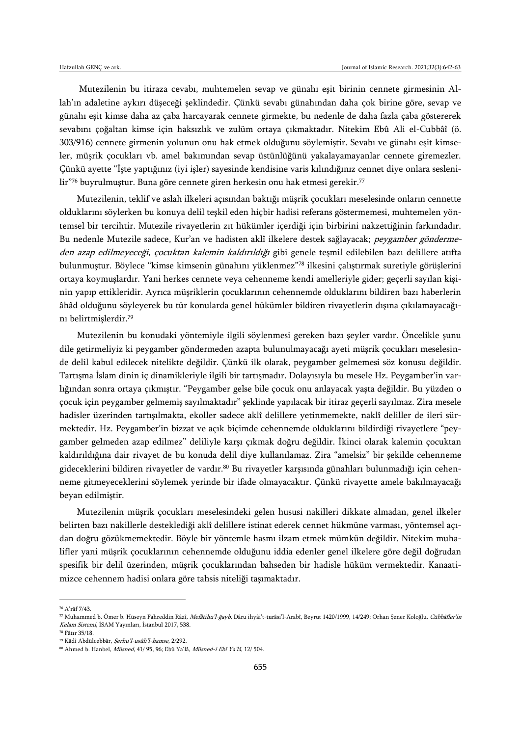Mutezilenin bu itiraza cevabı, muhtemelen sevap ve günahı eşit birinin cennete girmesinin Allah'ın adaletine aykırı düşeceği şeklindedir. Çünkü sevabı günahından daha çok birine göre, sevap ve günahı eşit kimse daha az çaba harcayarak cennete girmekte, bu nedenle de daha fazla çaba göstererek sevabını çoğaltan kimse için haksızlık ve zulüm ortaya çıkmaktadır. Nitekim Ebû Ali el-Cubbâî (ö. 303/916) cennete girmenin yolunun onu hak etmek olduğunu söylemiştir. Sevabı ve günahı eşit kimseler, müşrik çocukları vb. amel bakımından sevap üstünlüğünü yakalayamayanlar cennete giremezler. Çünkü ayette "İşte yaptığınız (iyi işler) sayesinde kendisine varis kılındığınız cennet diye onlara seslenilir"[76] buyrulmuştur. Buna göre cennete giren herkesin onu hak etmesi gerekir.[77]

Mutezilenin, teklif ve aslah ilkeleri açısından baktığı müşrik çocukları meselesinde onların cennette olduklarını söylerken bu konuya delil teşkil eden hiçbir hadisi referans göstermemesi, muhtemelen yöntemsel bir tercihtir. Mutezile rivayetlerin zıt hükümler içerdiği için birbirini nakzettiğinin farkındadır. Bu nedenle Mutezile sadece, Kur'an ve hadisten aklî ilkelere destek sağlayacak; *peygamber göndermeden azap edilmeyeceği*, *çocuktan kalemin kaldırıldığı* gibi genele teşmil edilebilen bazı delillere atıfta bulunmuştur. Böylece "kimse kimsenin günahını yüklenmez"[78] ilkesini çalıştırmak suretiyle görüşlerini ortaya koymuşlardır. Yani herkes cennete veya cehenneme kendi amelleriyle gider; geçerli sayılan kişinin yapıp ettikleridir. Ayrıca müşriklerin çocuklarının cehennemde olduklarını bildiren bazı haberlerin âhâd olduğunu söyleyerek bu tür konularda genel hükümler bildiren rivayetlerin dışına çıkılamayacağını belirtmişlerdir.[79]

Mutezilenin bu konudaki yöntemiyle ilgili söylenmesi gereken bazı şeyler vardır. Öncelikle şunu dile getirmeliyiz ki peygamber göndermeden azapta bulunulmayacağı ayeti müşrik çocukları meselesinde delil kabul edilecek nitelikte değildir. Çünkü ilk olarak, peygamber gelmemesi söz konusu değildir. Tartışma İslam dinin iç dinamikleriyle ilgili bir tartışmadır. Dolayısıyla bu mesele Hz. Peygamber'in varlığından sonra ortaya çıkmıştır. "Peygamber gelse bile çocuk onu anlayacak yaşta değildir. Bu yüzden o çocuk için peygamber gelmemiş sayılmaktadır" şeklinde yapılacak bir itiraz geçerli sayılmaz. Zira mesele hadisler üzerinden tartışılmakta, ekoller sadece aklî delillere yetinmemekte, naklî deliller de ileri sürmektedir. Hz. Peygamber'in bizzat ve açık biçimde cehennemde olduklarını bildirdiği rivayetlere "peygamber gelmeden azap edilmez" deliliyle karşı çıkmak doğru değildir. İkinci olarak kalemin çocuktan kaldırıldığına dair rivayet de bu konuda delil diye kullanılamaz. Zira "amelsiz" bir şekilde cehenneme gideceklerini bildiren rivayetler de vardır.[80] Bu rivayetler karşısında günahları bulunmadığı için cehenneme gitmeyeceklerini söylemek yerinde bir ifade olmayacaktır. Çünkü rivayette amele bakılmayacağı beyan edilmiştir.

Mutezilenin müşrik çocukları meselesindeki gelen hususi nakilleri dikkate almadan, genel ilkeler belirten bazı nakillerle desteklediği aklî delillere istinat ederek cennet hükmüne varması, yöntemsel açıdan doğru gözükmemektedir. Böyle bir yöntemle hasmı ilzam etmek mümkün değildir. Nitekim muhalifler yani müşrik çocuklarının cehennemde olduğunu iddia edenler genel ilkelere göre değil doğrudan spesifik bir delil üzerinden, müşrik çocuklarından bahseden bir hadisle hüküm vermektedir. Kanaatimizce cehennem hadisi onlara göre tahsis niteliği taşımaktadır.

---

[76] A'râf 7/43.

[77] Muhammed b. Ömer b. Hüseyn Fahreddin Râzî, *Mefâtihu'l-ğayb*, Dâru ihyâi't-turâsi'l-Arabî, Beyrut 1420/1999, 14/249; Orhan Şener Koloğlu, *Cübbâîler'in Kelam Sistemi*, İSAM Yayınları, İstanbul 2017, 538.

[78] Fâtır 35/18.

[79] Kâdî Abdülcebbâr, *Şerhu'l-usûli'l-hamse*, 2/292.

[80] Ahmed b. Hanbel, *Müsned*, 41/ 95, 96; Ebû Ya'lâ, *Müsned-i Ebî Ya'lâ*, 12/ 504.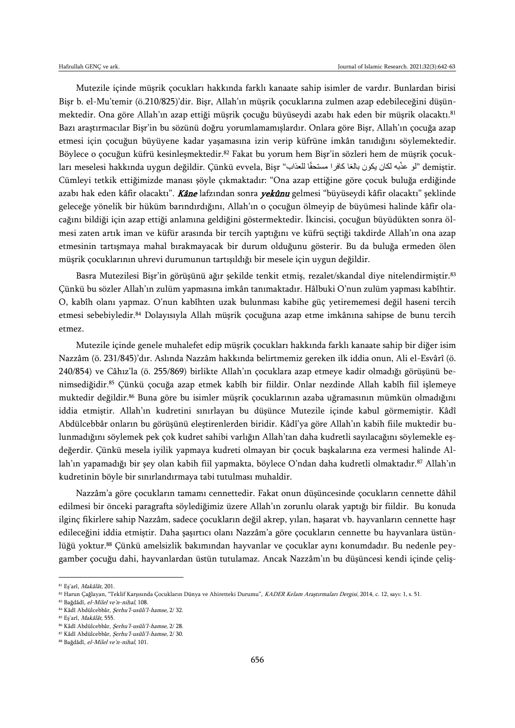Mutezile içinde müşrik çocukları hakkında farklı kanaate sahip isimler de vardır. Bunlardan birisi Bişr b. el-Mu'temir (ö.210/825)'dir. Bişr, Allah'ın müşrik çocuklarına zulmen azap edebileceğini düşünmektedir. Ona göre Allah'ın azap ettiği müşrik çocuğu büyüseydi azabı hak eden bir müşrik olacaktı.[81] Bazı araştırmacılar Bişr'in bu sözünü doğru yorumlamamışlardır. Onlara göre Bişr, Allah'ın çocuğa azap etmesi için çocuğun büyüyene kadar yaşamasına izin verip küfrüne imkân tanıdığını söylemektedir. Böylece o çocuğun küfrü kesinleşmektedir.[82] Fakat bu yorum hem Bişr'in sözleri hem de müşrik çocukları meselesi hakkında uygun değildir. Çünkü evvela, Bişr "لو عذّبه لكان يكون بالغا كافرا مستحقًّا للعذاب" demiştir. Cümleyi tetkik ettiğimizde manası şöyle çıkmaktadır: "Ona azap ettiğine göre çocuk buluğa erdiğinde azabı hak eden kâfir olacaktı". ***Kâne*** lafzından sonra ***yekûnu*** gelmesi "büyüseydi kâfir olacaktı" şeklinde geleceğe yönelik bir hüküm barındırdığını, Allah'ın o çocuğun ölmeyip de büyümesi halinde kâfir olacağını bildiği için azap ettiği anlamına geldiğini göstermektedir. İkincisi, çocuğun büyüdükten sonra ölmesi zaten artık iman ve küfür arasında bir tercih yaptığını ve küfrü seçtiği takdirde Allah'ın ona azap etmesinin tartışmaya mahal bırakmayacak bir durum olduğunu gösterir. Bu da buluğa ermeden ölen müşrik çocuklarının uhrevi durumunun tartışıldığı bir mesele için uygun değildir.

Basra Mutezilesi Bişr'in görüşünü ağır şekilde tenkit etmiş, rezalet/skandal diye nitelendirmiştir.[83] Çünkü bu sözler Allah'ın zulüm yapmasına imkân tanımaktadır. Hâlbuki O'nun zulüm yapması kabîhtir. O, kabîh olanı yapmaz. O'nun kabîhten uzak bulunması kabihe güç yetirememesi değil haseni tercih etmesi sebebiyledir.[84] Dolayısıyla Allah müşrik çocuğuna azap etme imkânına sahipse de bunu tercih etmez.

Mutezile içinde genele muhalefet edip müşrik çocukları hakkında farklı kanaate sahip bir diğer isim Nazzâm (ö. 231/845)'dır. Aslında Nazzâm hakkında belirtmemiz gereken ilk iddia onun, Ali el-Esvârî (ö. 240/854) ve Câhız'la (ö. 255/869) birlikte Allah'ın çocuklara azap etmeye kadir olmadığı görüşünü benimsediğidir.[85] Çünkü çocuğa azap etmek kabîh bir fiildir. Onlar nezdinde Allah kabîh fiil işlemeye muktedir değildir.[86] Buna göre bu isimler müşrik çocuklarının azaba uğramasının mümkün olmadığını iddia etmiştir. Allah'ın kudretini sınırlayan bu düşünce Mutezile içinde kabul görmemiştir. Kâdî Abdülcebbâr onların bu görüşünü eleştirenlerden biridir. Kâdî'ya göre Allah'ın kabih fiile muktedir bulunmadığını söylemek pek çok kudret sahibi varlığın Allah'tan daha kudretli sayılacağını söylemekle eşdeğerdir. Çünkü mesela iyilik yapmaya kudreti olmayan bir çocuk başkalarına eza vermesi halinde Allah'ın yapamadığı bir şey olan kabih fiil yapmakta, böylece O'ndan daha kudretli olmaktadır.[87] Allah'ın kudretinin böyle bir sınırlandırmaya tabi tutulması muhaldir.

Nazzâm'a göre çocukların tamamı cennettedir. Fakat onun düşüncesinde çocukların cennette dâhil edilmesi bir önceki paragrafta söylediğimiz üzere Allah'ın zorunlu olarak yaptığı bir fiildir. Bu konuda ilginç fikirlere sahip Nazzâm, sadece çocukların değil akrep, yılan, haşarat vb. hayvanların cennette haşr edileceğini iddia etmiştir. Daha şaşırtıcı olanı Nazzâm'a göre çocukların cennette bu hayvanlara üstünlüğü yoktur.[88] Çünkü amelsizlik bakımından hayvanlar ve çocuklar aynı konumdadır. Bu nedenle peygamber çocuğu dahi, hayvanlardan üstün tutulamaz. Ancak Nazzâm'ın bu düşüncesi kendi içinde çeliş-

---

[81] Eş'arî, *Makâlât*, 201.

[82] Harun Çağlayan, "Teklif Karşısında Çocukların Dünya ve Ahiretteki Durumu", *KADER Kelam Araştırmaları Dergisi*, 2014, c. 12, sayı: 1, s. 51.

[83] Bağdâdî, *el-Milel ve'n-nihal*, 108.

[84] Kâdî Abdülcebbâr, *Şerhu'l-usûli'l-hamse*, 2/ 32.

[85] Eş'arî, *Makâlât*, 555.

[86] Kâdî Abdülcebbâr, *Şerhu'l-usûli'l-hamse*, 2/ 28.

[87] Kâdî Abdülcebbâr, *Şerhu'l-usûli'l-hamse*, 2/ 30.

[88] Bağdâdî, *el-Milel ve'n-nihal*, 101.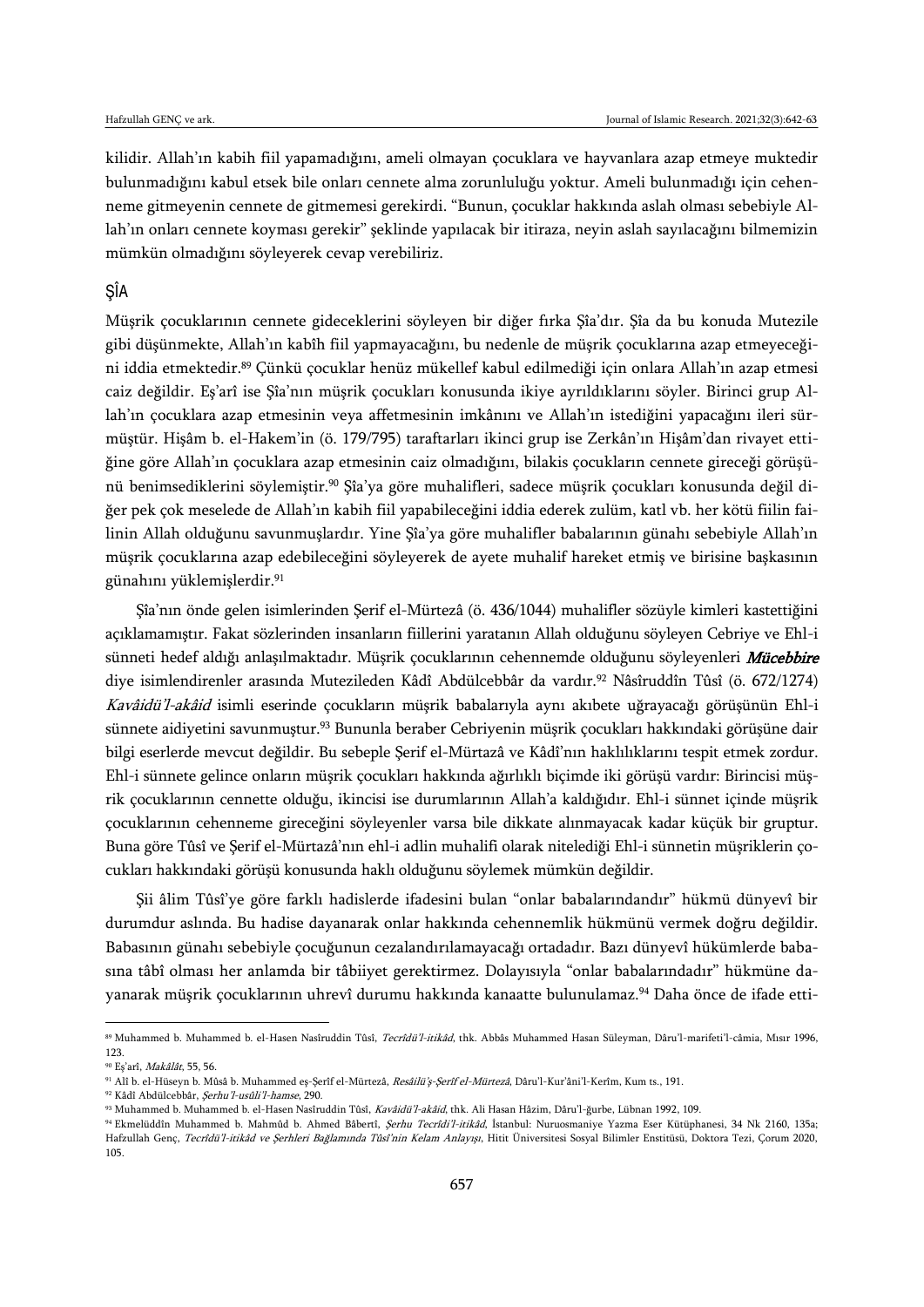kilidir. Allah'ın kabih fiil yapamadığını, ameli olmayan çocuklara ve hayvanlara azap etmeye muktedir bulunmadığını kabul etsek bile onları cennete alma zorunluluğu yoktur. Ameli bulunmadığı için cehenneme gitmeyenin cennete de gitmemesi gerekirdi. "Bunun, çocuklar hakkında aslah olması sebebiyle Allah'ın onları cennete koyması gerekir" şeklinde yapılacak bir itiraza, neyin aslah sayılacağını bilmemizin mümkün olmadığını söyleyerek cevap verebiliriz.

## ŞÎA

Müşrik çocuklarının cennete gideceklerini söyleyen bir diğer fırka Şîa'dır. Şîa da bu konuda Mutezile gibi düşünmekte, Allah'ın kabîh fiil yapmayacağını, bu nedenle de müşrik çocuklarına azap etmeyeceğini iddia etmektedir.[89] Çünkü çocuklar henüz mükellef kabul edilmediği için onlara Allah'ın azap etmesi caiz değildir. Eş'arî ise Şîa'nın müşrik çocukları konusunda ikiye ayrıldıklarını söyler. Birinci grup Allah'ın çocuklara azap etmesinin veya affetmesinin imkânını ve Allah'ın istediğini yapacağını ileri sürmüştür. Hişâm b. el-Hakem'in (ö. 179/795) taraftarları ikinci grup ise Zerkân'ın Hişâm'dan rivayet ettiğine göre Allah'ın çocuklara azap etmesinin caiz olmadığını, bilakis çocukların cennete gireceği görüşünü benimsediklerini söylemiştir.[90] Şîa'ya göre muhalifleri, sadece müşrik çocukları konusunda değil diğer pek çok meselede de Allah'ın kabih fiil yapabileceğini iddia ederek zulüm, katl vb. her kötü fiilin failinin Allah olduğunu savunmuşlardır. Yine Şîa'ya göre muhalifler babalarının günahı sebebiyle Allah'ın müşrik çocuklarına azap edebileceğini söyleyerek de ayete muhalif hareket etmiş ve birisine başkasının günahını yüklemişlerdir.[91]

Şîa'nın önde gelen isimlerinden Şerif el-Mürtezâ (ö. 436/1044) muhalifler sözüyle kimleri kastettiğini açıklamamıştır. Fakat sözlerinden insanların fiillerini yaratanın Allah olduğunu söyleyen Cebriye ve Ehl-i sünneti hedef aldığı anlaşılmaktadır. Müşrik çocuklarının cehennemde olduğunu söyleyenleri ***Mücebbire*** diye isimlendirenler arasında Mutezileden Kâdî Abdülcebbâr da vardır.[92] Nâsîruddîn Tûsî (ö. 672/1274) *Kavâidü'l-akâid* isimli eserinde çocukların müşrik babalarıyla aynı akıbete uğrayacağı görüşünün Ehl-i sünnete aidiyetini savunmuştur.[93] Bununla beraber Cebriyenin müşrik çocukları hakkındaki görüşüne dair bilgi eserlerde mevcut değildir. Bu sebeple Şerif el-Mürtazâ ve Kâdî'nın haklılıklarını tespit etmek zordur. Ehl-i sünnete gelince onların müşrik çocukları hakkında ağırlıklı biçimde iki görüşü vardır: Birincisi müşrik çocuklarının cennette olduğu, ikincisi ise durumlarının Allah'a kaldığıdır. Ehl-i sünnet içinde müşrik çocuklarının cehenneme gireceğini söyleyenler varsa bile dikkate alınmayacak kadar küçük bir gruptur. Buna göre Tûsî ve Şerif el-Mürtazâ'nın ehl-i adlin muhalifi olarak nitelediği Ehl-i sünnetin müşriklerin çocukları hakkındaki görüşü konusunda haklı olduğunu söylemek mümkün değildir.

Şii âlim Tûsî'ye göre farklı hadislerde ifadesini bulan "onlar babalarındandır" hükmü dünyevî bir durumdur aslında. Bu hadise dayanarak onlar hakkında cehennemlik hükmünü vermek doğru değildir. Babasının günahı sebebiyle çocuğunun cezalandırılamayacağı ortadadır. Bazı dünyevî hükümlerde babasına tâbî olması her anlamda bir tâbiiyet gerektirmez. Dolayısıyla "onlar babalarındadır" hükmüne dayanarak müşrik çocuklarının uhrevî durumu hakkında kanaatte bulunulamaz.[94] Daha önce de ifade etti-

---

[89] Muhammed b. Muhammed b. el-Hasen Nasîruddin Tûsî, *Tecrîdü'l-itikâd*, thk. Abbâs Muhammed Hasan Süleyman, Dâru'l-marifeti'l-câmia, Mısır 1996, 123.

[90] Eş'arî, *Makâlât*, 55, 56.

[91] Alî b. el-Hüseyn b. Mûsâ b. Muhammed eş-Şerîf el-Mürtezâ, *Resâilü'ş-Şerîf el-Mürtezâ*, Dâru'l-Kur'âni'l-Kerîm, Kum ts., 191.

[92] Kâdî Abdülcebbâr, *Şerhu'l-usûli'l-hamse*, 290.

[93] Muhammed b. Muhammed b. el-Hasen Nasîruddin Tûsî, *Kavâidü'l-akâid*, thk. Ali Hasan Hâzim, Dâru'l-ğurbe, Lübnan 1992, 109.

[94] Ekmelüddîn Muhammed b. Mahmûd b. Ahmed Bâbertî, *Şerhu Tecrîdi'l-itikâd*, İstanbul: Nuruosmaniye Yazma Eser Kütüphanesi, 34 Nk 2160, 135a; Hafzullah Genç, *Tecrîdü'l-itikâd ve Şerhleri Bağlamında Tûsî'nin Kelam Anlayışı*, Hitit Üniversitesi Sosyal Bilimler Enstitüsü, Doktora Tezi, Çorum 2020, 105.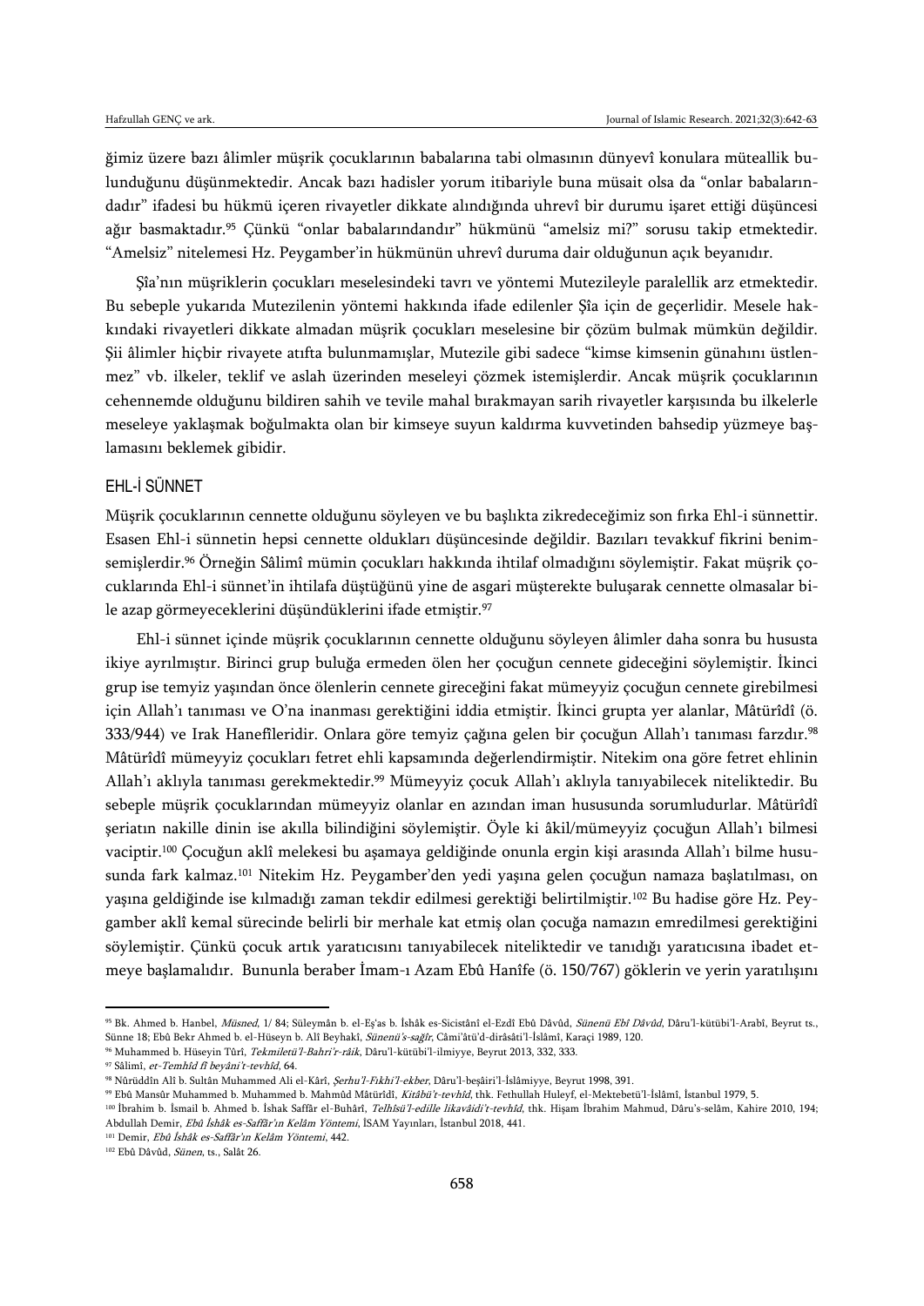ğimiz üzere bazı âlimler müşrik çocuklarının babalarına tabi olmasının dünyevî konulara müteallik bulunduğunu düşünmektedir. Ancak bazı hadisler yorum itibariyle buna müsait olsa da "onlar babalarındadır" ifadesi bu hükmü içeren rivayetler dikkate alındığında uhrevî bir durumu işaret ettiği düşüncesi ağır basmaktadır.[95] Çünkü "onlar babalarındandır" hükmünü "amelsiz mi?" sorusu takip etmektedir. "Amelsiz" nitelemesi Hz. Peygamber'in hükmünün uhrevî duruma dair olduğunun açık beyanıdır.

Şîa'nın müşriklerin çocukları meselesindeki tavrı ve yöntemi Mutezileyle paralellik arz etmektedir. Bu sebeple yukarıda Mutezilenin yöntemi hakkında ifade edilenler Şîa için de geçerlidir. Mesele hakkındaki rivayetleri dikkate almadan müşrik çocukları meselesine bir çözüm bulmak mümkün değildir. Şii âlimler hiçbir rivayete atıfta bulunmamışlar, Mutezile gibi sadece "kimse kimsenin günahını üstlenmez" vb. ilkeler, teklif ve aslah üzerinden meseleyi çözmek istemişlerdir. Ancak müşrik çocuklarının cehennemde olduğunu bildiren sahih ve tevile mahal bırakmayan sarih rivayetler karşısında bu ilkelerle meseleye yaklaşmak boğulmakta olan bir kimseye suyun kaldırma kuvvetinden bahsedip yüzmeye başlamasını beklemek gibidir.

## EHL-İ SÜNNET

Müşrik çocuklarının cennette olduğunu söyleyen ve bu başlıkta zikredeceğimiz son fırka Ehl-i sünnettir. Esasen Ehl-i sünnetin hepsi cennette oldukları düşüncesinde değildir. Bazıları tevakkuf fikrini benimsemişlerdir.[96] Örneğin Sâlimî mümin çocukları hakkında ihtilaf olmadığını söylemiştir. Fakat müşrik çocuklarında Ehl-i sünnet'in ihtilafa düştüğünü yine de asgari müşterekte buluşarak cennette olmasalar bile azap görmeyeceklerini düşündüklerini ifade etmiştir.[97]

Ehl-i sünnet içinde müşrik çocuklarının cennette olduğunu söyleyen âlimler daha sonra bu hususta ikiye ayrılmıştır. Birinci grup buluğa ermeden ölen her çocuğun cennete gideceğini söylemiştir. İkinci grup ise temyiz yaşından önce ölenlerin cennete gireceğini fakat mümeyyiz çocuğun cennete girebilmesi için Allah'ı tanıması ve O'na inanması gerektiğini iddia etmiştir. İkinci grupta yer alanlar, Mâtürîdî (ö. 333/944) ve Irak Hanefileridir. Onlara göre temyiz çağına gelen bir çocuğun Allah'ı tanıması farzdır.[98] Mâtürîdî mümeyyiz çocukları fetret ehli kapsamında değerlendirmiştir. Nitekim ona göre fetret ehlinin Allah'ı aklıyla tanıması gerekmektedir.[99] Mümeyyiz çocuk Allah'ı aklıyla tanıyabilecek niteliktedir. Bu sebeple müşrik çocuklarından mümeyyiz olanlar en azından iman hususunda sorumludurlar. Mâtürîdî şeriatın nakille dinin ise akılla bilindiğini söylemiştir. Öyle ki âkil/mümeyyiz çocuğun Allah'ı bilmesi vaciptir.[100] Çocuğun aklî melekesi bu aşamaya geldiğinde onunla ergin kişi arasında Allah'ı bilme hususunda fark kalmaz.[101] Nitekim Hz. Peygamber'den yedi yaşına gelen çocuğun namaza başlatılması, on yaşına geldiğinde ise kılmadığı zaman tekdir edilmesi gerektiği belirtilmiştir.[102] Bu hadise göre Hz. Peygamber aklî kemal sürecinde belirli bir merhale kat etmiş olan çocuğa namazın emredilmesi gerektiğini söylemiştir. Çünkü çocuk artık yaratıcısını tanıyabilecek niteliktedir ve tanıdığı yaratıcısına ibadet etmeye başlamalıdır. Bununla beraber İmam-ı Azam Ebû Hanîfe (ö. 150/767) göklerin ve yerin yaratılışını

---

[95] Bk. Ahmed b. Hanbel, *Müsned*, 1/ 84; Süleymân b. el-Eş'as b. İshâk es-Sicistânî el-Ezdî Ebû Dâvûd, *Sünenü Ebî Dâvûd*, Dâru'l-kütübi'l-Arabî, Beyrut ts., Sünne 18; Ebû Bekr Ahmed b. el-Hüseyn b. Alî Beyhakî, *Sünenü's-sağîr*, Câmi'âtü'd-dirâsâti'l-İslâmî, Karaçi 1989, 120.

[96] Muhammed b. Hüseyin Tûrî, *Tekmiletü'l-Bahri'r-râik*, Dâru'l-kütübi'l-ilmiyye, Beyrut 2013, 332, 333.

[97] Sâlimî, *et-Temhîd fî beyâni't-tevhîd*, 64.

[98] Nûruddîn Alî b. Sultân Muhammed Ali el-Kârî, *Şerhu'l-Fıkhi'l-ekber*, Dâru'l-beşâiri'l-İslâmiyye, Beyrut 1998, 391.

[99] Ebû Mansûr Muhammed b. Muhammed b. Mahmûd Mâtürîdî, *Kitâbü't-tevhîd*, thk. Fethullah Huleyf, el-Mektebetü'l-İslâmî, İstanbul 1979, 5.

[100] İbrahim b. İsmail b. Ahmed b. İshak Saffâr el-Buhârî, *Telhîsü'l-edille likavâidi't-tevhîd*, thk. Hişam İbrahim Mahmud, Dâru's-selâm, Kahire 2010, 194; Abdullah Demir, *Ebû İshâk es-Saffâr'ın Kelâm Yöntemi*, İSAM Yayınları, İstanbul 2018, 441.

[101] Demir, *Ebû İshâk es-Saffâr'ın Kelâm Yöntemi*, 442.

[102] Ebû Dâvûd, *Sünen*, ts., Salât 26.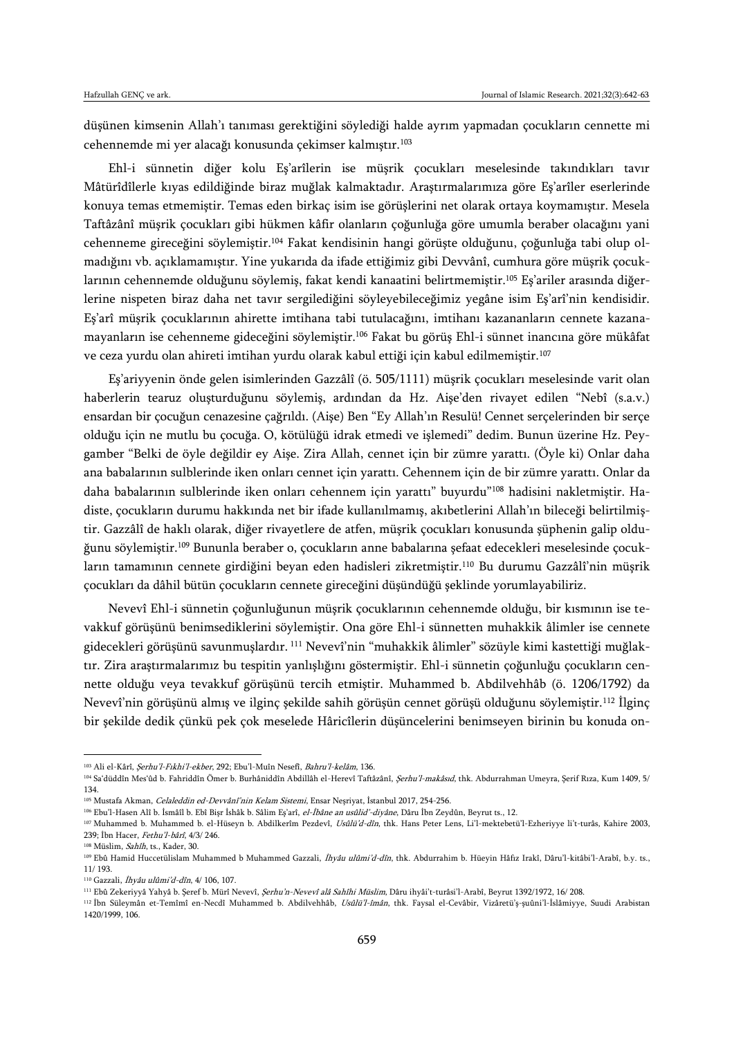düşünen kimsenin Allah'ı tanıması gerektiğini söylediği halde ayrım yapmadan çocukların cennette mi cehennemde mi yer alacağı konusunda çekimser kalmıştır.[103]

Ehl-i sünnetin diğer kolu Eş'arîlerin ise müşrik çocukları meselesinde takındıkları tavır Mâtürîdîlerle kıyas edildiğinde biraz muğlak kalmaktadır. Araştırmalarımıza göre Eş'arîler eserlerinde konuya temas etmemiştir. Temas eden birkaç isim ise görüşlerini net olarak ortaya koymamıştır. Mesela Taftâzânî müşrik çocukları gibi hükmen kâfir olanların çoğunluğa göre umumla beraber olacağını yani cehenneme gireceğini söylemiştir.[104] Fakat kendisinin hangi görüşte olduğunu, çoğunluğa tabi olup olmadığını vb. açıklamamıştır. Yine yukarıda da ifade ettiğimiz gibi Devvânî, cumhura göre müşrik çocuklarının cehennemde olduğunu söylemiş, fakat kendi kanaatini belirtmemiştir.[105] Eş'ariler arasında diğerlerine nispeten biraz daha net tavır sergilediğini söyleyebileceğimiz yegâne isim Eş'arî'nin kendisidir. Eş'arî müşrik çocuklarının ahirette imtihana tabi tutulacağını, imtihanı kazananların cennete kazanamayanların ise cehenneme gideceğini söylemiştir.[106] Fakat bu görüş Ehl-i sünnet inancına göre mükâfat ve ceza yurdu olan ahireti imtihan yurdu olarak kabul ettiği için kabul edilmemiştir.[107]

Eş'ariyyenin önde gelen isimlerinden Gazzâlî (ö. 505/1111) müşrik çocukları meselesinde varit olan haberlerin tearuz oluşturduğunu söylemiş, ardından da Hz. Aişe'den rivayet edilen "Nebî (s.a.v.) ensardan bir çocuğun cenazesine çağrıldı. (Aişe) Ben "Ey Allah'ın Resulü! Cennet serçelerinden bir serçe olduğu için ne mutlu bu çocuğa. O, kötülüğü idrak etmedi ve işlemedi" dedim. Bunun üzerine Hz. Peygamber "Belki de öyle değildir ey Aişe. Zira Allah, cennet için bir zümre yarattı. (Öyle ki) Onlar daha ana babalarının sulblerinde iken onları cennet için yarattı. Cehennem için de bir zümre yarattı. Onlar da daha babalarının sulblerinde iken onları cehennem için yarattı" buyurdu"[108] hadisini nakletmiştir. Hadiste, çocukların durumu hakkında net bir ifade kullanılmamış, akıbetlerini Allah'ın bileceği belirtilmiştir. Gazzâlî de haklı olarak, diğer rivayetlere de atfen, müşrik çocukları konusunda şüphenin galip olduğunu söylemiştir.[109] Bununla beraber o, çocukların anne babalarına şefaat edecekleri meselesinde çocukların tamamının cennete girdiğini beyan eden hadisleri zikretmiştir.[110] Bu durumu Gazzâlî'nin müşrik çocukları da dâhil bütün çocukların cennete gireceğini düşündüğü şeklinde yorumlayabiliriz.

Nevevî Ehl-i sünnetin çoğunluğunun müşrik çocuklarının cehennemde olduğu, bir kısmının ise tevakkuf görüşünü benimsediklerini söylemiştir. Ona göre Ehl-i sünnetten muhakkik âlimler ise cennete gidecekleri görüşünü savunmuşlardır.[111] Nevevî'nin "muhakkik âlimler" sözüyle kimi kastettiği muğlaktır. Zira araştırmalarımız bu tespitin yanlışlığını göstermiştir. Ehl-i sünnetin çoğunluğu çocukların cennette olduğu veya tevakkuf görüşünü tercih etmiştir. Muhammed b. Abdilvehhâb (ö. 1206/1792) da Nevevî'nin görüşünü almış ve ilginç şekilde sahih görüşün cennet görüşü olduğunu söylemiştir.[112] İlginç bir şekilde dedik çünkü pek çok meselede Hâricîlerin düşüncelerini benimseyen birinin bu konuda on-

---

[103] Ali el-Kârî, *Şerhu'l-Fıkhi'l-ekber*, 292; Ebu'l-Muîn Nesefî, *Bahru'l-kelâm*, 136.

[104] Sa'düddîn Mes'ûd b. Fahriddîn Ömer b. Burhâniddîn Abdillâh el-Herevî Taftâzânî, *Şerhu'l-makâsıd*, thk. Abdurrahman Umeyra, Şerif Rıza, Kum 1409, 5/ 134.

[105] Mustafa Akman, *Celaleddin ed-Devvânî'nin Kelam Sistemi*, Ensar Neşriyat, İstanbul 2017, 254-256.

[106] Ebu'l-Hasen Alî b. İsmâîl b. Ebî Bişr İshâk b. Sâlim Eş'arî, *el-İbâne an usûlid'-diyâne*, Dâru İbn Zeydûn, Beyrut ts., 12.

[107] Muhammed b. Muhammed b. el-Hüseyn b. Abdilkerîm Pezdevî, *Usûlü'd-dîn*, thk. Hans Peter Lens, Li'l-mektebetü'l-Ezheriyye li't-turâs, Kahire 2003, 239; İbn Hacer, *Fethu'l-bârî*, 4/3/ 246.

[108] Müslim, *Sahîh*, ts., Kader, 30.

[109] Ebû Hamid Huccetülislam Muhammed b Muhammed Gazzali, *İhyâu ulûmi'd-dîn*, thk. Abdurrahim b. Hüeyin Hâfız Irakî, Dâru'l-kitâbi'l-Arabî, b.y. ts., 11/ 193.

[110] Gazzali, *İhyâu ulûmi'd-dîn*, 4/ 106, 107.

[111] Ebû Zekeriyyâ Yahyâ b. Şeref b. Mürî Nevevî, *Şerhu'n-Nevevî alâ Sahîhi Müslim*, Dâru ihyâi't-turâsi'l-Arabî, Beyrut 1392/1972, 16/ 208.

[112] İbn Süleymân et-Temîmî en-Necdî Muhammed b. Abdilvehhâb, *Usûlü'l-îmân*, thk. Faysal el-Cevâbir, Vizâretü'ş-şuûni'l-İslâmiyye, Suudi Arabistan 1420/1999, 106.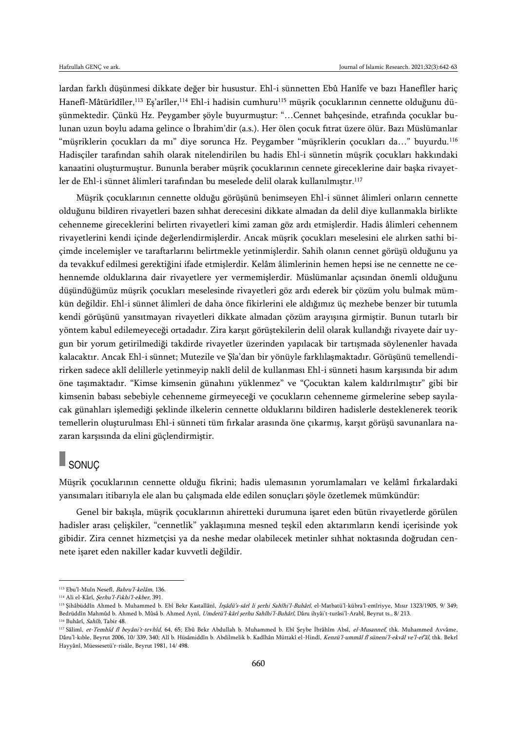lardan farklı düşünmesi dikkate değer bir husustur. Ehl-i sünnetten Ebû Hanîfe ve bazı Hanefîler hariç Hanefî-Mâtürîdîler,[113] Eş'arîler,[114] Ehl-i hadisin cumhuru[115] müşrik çocuklarının cennette olduğunu düşünmektedir. Çünkü Hz. Peygamber şöyle buyurmuştur: "…Cennet bahçesinde, etrafında çocuklar bulunan uzun boylu adama gelince o İbrahim'dir (a.s.). Her ölen çocuk fıtrat üzere ölür. Bazı Müslümanlar "müşriklerin çocukları da mı" diye sorunca Hz. Peygamber "müşriklerin çocukları da…" buyurdu.[116] Hadisçiler tarafından sahih olarak nitelendirilen bu hadis Ehl-i sünnetin müşrik çocukları hakkındaki kanaatini oluşturmuştur. Bununla beraber müşrik çocuklarının cennete gireceklerine dair başka rivayetler de Ehl-i sünnet âlimleri tarafından bu meselede delil olarak kullanılmıştır.[117]

Müşrik çocuklarının cennette olduğu görüşünü benimseyen Ehl-i sünnet âlimleri onların cennette olduğunu bildiren rivayetleri bazen sıhhat derecesini dikkate almadan da delil diye kullanmakla birlikte cehenneme gireceklerini belirten rivayetleri kimi zaman göz ardı etmişlerdir. Hadis âlimleri cehennem rivayetlerini kendi içinde değerlendirmişlerdir. Ancak müşrik çocukları meselesini ele alırken sathi biçimde incelemişler ve taraftarlarını belirtmekle yetinmişlerdir. Sahih olanın cennet görüşü olduğunu ya da tevakkuf edilmesi gerektiğini ifade etmişlerdir. Kelâm âlimlerinin hemen hepsi ise ne cennette ne cehennemde olduklarına dair rivayetlere yer vermemişlerdir. Müslümanlar açısından önemli olduğunu düşündüğümüz müşrik çocukları meselesinde rivayetleri göz ardı ederek bir çözüm yolu bulmak mümkün değildir. Ehl-i sünnet âlimleri de daha önce fikirlerini ele aldığımız üç mezhebe benzer bir tutumla kendi görüşünü yansıtmayan rivayetleri dikkate almadan çözüm arayışına girmiştir. Bunun tutarlı bir yöntem kabul edilemeyeceği ortadadır. Zira karşıt görüştekilerin delil olarak kullandığı rivayete dair uygun bir yorum getirilmediği takdirde rivayetler üzerinden yapılacak bir tartışmada söylenenler havada kalacaktır. Ancak Ehl-i sünnet; Mutezile ve Şîa'dan bir yönüyle farklılaşmaktadır. Görüşünü temellendirirken sadece aklî delillerle yetinmeyip naklî delil de kullanması Ehl-i sünneti hasım karşısında bir adım öne taşımaktadır. "Kimse kimsenin günahını yüklenmez" ve "Çocuktan kalem kaldırılmıştır" gibi bir kimsenin babası sebebiyle cehenneme girmeyeceği ve çocukların cehenneme girmelerine sebep sayılacak günahları işlemediği şeklinde ilkelerin cennette olduklarını bildiren hadislerle desteklenerek teorik temellerin oluşturulması Ehl-i sünneti tüm fırkalar arasında öne çıkarmış, karşıt görüşü savunanlara nazaran karşısında da elini güçlendirmiştir.

## SONUÇ

Müşrik çocuklarının cennette olduğu fikrini; hadis ulemasının yorumlamaları ve kelâmî fırkalardaki yansımaları itibarıyla ele alan bu çalışmada elde edilen sonuçları şöyle özetlemek mümkündür:

Genel bir bakışla, müşrik çocuklarının ahiretteki durumuna işaret eden bütün rivayetlerde görülen hadisler arası çelişkiler, "cennetlik" yaklaşımına mesned teşkil eden aktarımların kendi içerisinde yok gibidir. Zira cennet hizmetçisi ya da neshe medar olabilecek metinler sıhhat noktasında doğrudan cennete işaret eden nakiller kadar kuvvetli değildir.

---

[113] Ebu'l-Muîn Nesefî, *Bahru'l-kelâm*, 136.

[114] Ali el-Kârî, *Şerhu'l-Fıkhi'l-ekber*, 391.

[115] Şihâbüddîn Ahmed b. Muhammed b. Ebî Bekr Kastallânî, *İrşâdü's-sârî li şerhi Sahîhi'l-Buhârî*, el-Matbatü'l-kübra'l-emîriyye, Mısır 1323/1905, 9/ 349; Bedrüddîn Mahmûd b. Ahmed b. Mûsâ b. Ahmed Aynî, *Umdetü'l-kârî şerhu Sahîhi'l-Buhârî*, Dâru ihyâi't-turâsi'l-Arabî, Beyrut ts., 8/ 213.

[116] Buhârî, *Sahîh*, Tabir 48.

[117] Sâlimî, *et-Temhîd fî beyâni't-tevhîd*, 64, 65; Ebû Bekr Abdullah b. Muhammed b. Ebî Şeybe İbrâhîm Absî, *el-Musannef*, thk. Muhammed Avvâme, Dâru'l-kıble, Beyrut 2006, 10/ 339, 340; Alî b. Hüsâmiddîn b. Abdilmelik b. Kadîhân Müttakî el-Hindî, *Kenzü'l-ummâl fî süneni'l-ekvâl ve'l-ef'âl*, thk. Bekrî Hayyânî, Müessesetü'r-risâle, Beyrut 1981, 14/ 498.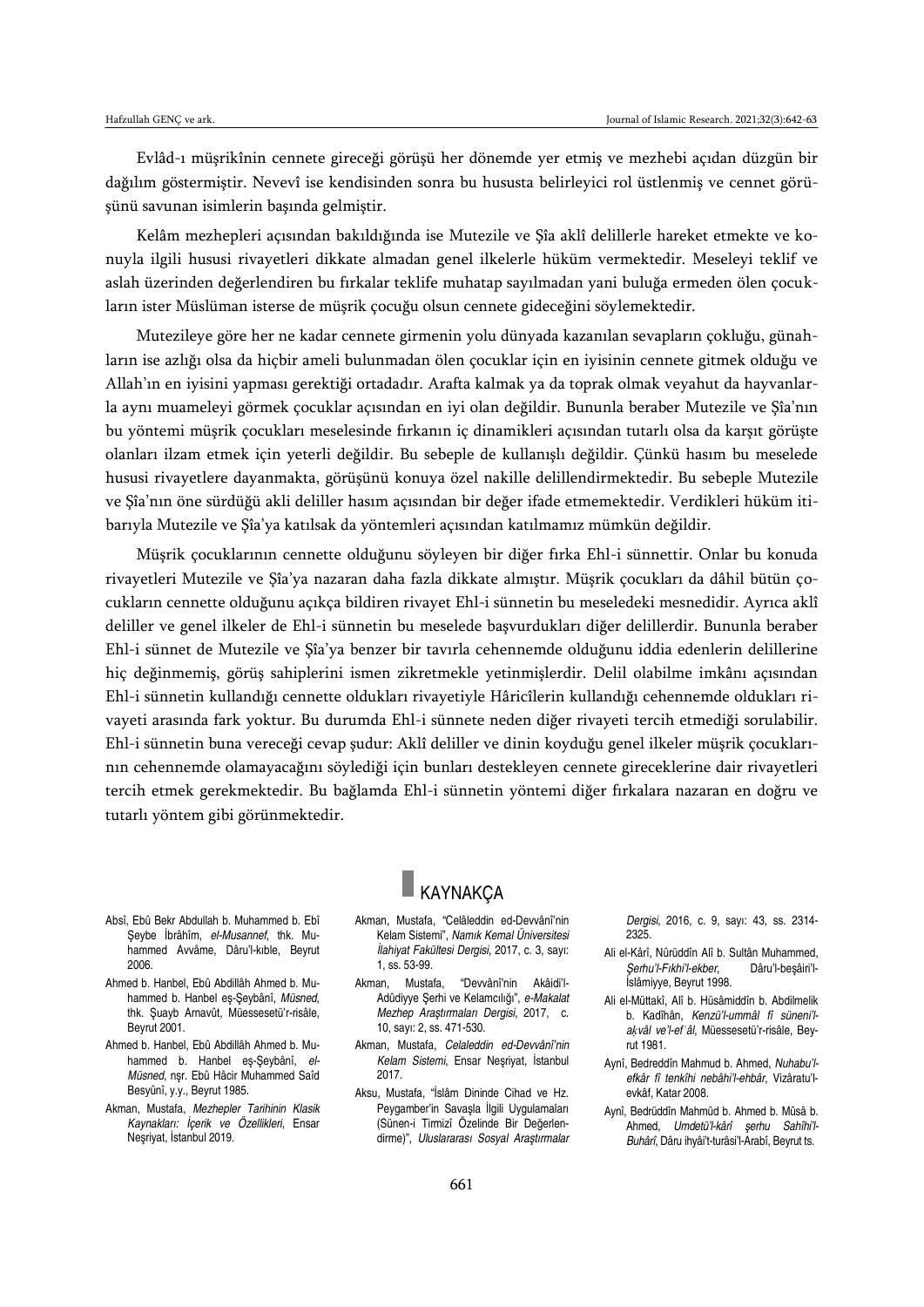Evlâd-ı müşrikînin cennete gireceği görüşü her dönemde yer etmiş ve mezhebi açıdan düzgün bir dağılım göstermiştir. Nevevî ise kendisinden sonra bu hususta belirleyici rol üstlenmiş ve cennet görüşünü savunan isimlerin başında gelmiştir.

Kelâm mezhepleri açısından bakıldığında ise Mutezile ve Şîa aklî delillerle hareket etmekte ve konuyla ilgili hususi rivayetleri dikkate almadan genel ilkelerle hüküm vermektedir. Meseleyi teklif ve aslah üzerinden değerlendiren bu fırkalar teklife muhatap sayılmadan yani buluğa ermeden ölen çocukların ister Müslüman isterse de müşrik çocuğu olsun cennete gideceğini söylemektedir.

Mutezileye göre her ne kadar cennete girmenin yolu dünyada kazanılan sevapların çokluğu, günahların ise azlığı olsa da hiçbir ameli bulunmadan ölen çocuklar için en iyisinin cennete gitmek olduğu ve Allah'ın en iyisini yapması gerektiği ortadadır. Arafta kalmak ya da toprak olmak veyahut da hayvanlarla aynı muameleyi görmek çocuklar açısından en iyi olan değildir. Bununla beraber Mutezile ve Şîa'nın bu yöntemi müşrik çocukları meselesinde fırkanın iç dinamikleri açısından tutarlı olsa da karşıt görüşte olanları ilzam etmek için yeterli değildir. Bu sebeple de kullanışlı değildir. Çünkü hasım bu meselede hususi rivayetlere dayanmakta, görüşünü konuya özel nakille delillendirmektedir. Bu sebeple Mutezile ve Şîa'nın öne sürdüğü akli deliller hasım açısından bir değer ifade etmemektedir. Verdikleri hüküm itibarıyla Mutezile ve Şîa'ya katılsak da yöntemleri açısından katılmamız mümkün değildir.

Müşrik çocuklarının cennette olduğunu söyleyen bir diğer fırka Ehl-i sünnettir. Onlar bu konuda rivayetleri Mutezile ve Şîa'ya nazaran daha fazla dikkate almıştır. Müşrik çocukları da dâhil bütün çocukların cennette olduğunu açıkça bildiren rivayet Ehl-i sünnetin bu meseledeki mesnedidir. Ayrıca aklî deliller ve genel ilkeler de Ehl-i sünnetin bu meselede başvurdukları diğer delillerdir. Bununla beraber Ehl-i sünnet de Mutezile ve Şîa'ya benzer bir tavırla cehennemde olduğunu iddia edenlerin delillerine hiç değinmemiş, görüş sahiplerini ismen zikretmekle yetinmişlerdir. Delil olabilme imkânı açısından Ehl-i sünnetin kullandığı cennette oldukları rivayetiyle Hâricîlerin kullandığı cehennemde oldukları rivayeti arasında fark yoktur. Bu durumda Ehl-i sünnete neden diğer rivayeti tercih etmediği sorulabilir. Ehl-i sünnetin buna vereceği cevap şudur: Aklî deliller ve dinin koyduğu genel ilkeler müşrik çocuklarının cehennemde olamayacağını söylediği için bunları destekleyen cennete gireceklerine dair rivayetleri tercih etmek gerekmektedir. Bu bağlamda Ehl-i sünnetin yöntemi diğer fırkalara nazaran en doğru ve tutarlı yöntem gibi görünmektedir.

## KAYNAKÇA

- Absî, Ebû Bekr Abdullah b. Muhammed b. Ebî Şeybe İbrâhîm, *el-Musannef*, thk. Muhammed Avvâme, Dâru'l-kıble, Beyrut 2006.
- Ahmed b. Hanbel, Ebû Abdillâh Ahmed b. Muhammed b. Hanbel eş-Şeybânî, *Müsned*, thk. Şuayb Arnavût, Müessesetü'r-risâle, Beyrut 2001.
- Ahmed b. Hanbel, Ebû Abdillâh Ahmed b. Muhammed b. Hanbel eş-Şeybânî, *el-Müsned*, nşr. Ebû Hâcir Muhammed Saîd Besyûnî, y.y., Beyrut 1985.
- Akman, Mustafa, *Mezhepler Tarihinin Klasik Kaynakları: İçerik ve Özellikleri*, Ensar Neşriyat, İstanbul 2019.
- Akman, Mustafa, "Celâleddin ed-Devvânî'nin Kelam Sistemi", *Namık Kemal Üniversitesi İlahiyat Fakültesi Dergisi*, 2017, c. 3, sayı: 1, ss. 53-99.
- Akman, Mustafa, "Devvânî'nin Akâidi'l-Adûdiyye Şerhi ve Kelamcılığı", *e-Makalat Mezhep Araştırmaları Dergisi*, 2017, c. 10, sayı: 2, ss. 471-530.
- Akman, Mustafa, *Celaleddin ed-Devvânî'nin Kelam Sistemi*, Ensar Neşriyat, İstanbul 2017.
- Aksu, Mustafa, "İslâm Dininde Cihad ve Hz. Peygamber'in Savaşla İlgili Uygulamaları (Sünen-i Tirmizî Özelinde Bir Değerlendirme)", *Uluslararası Sosyal Araştırmalar Dergisi*, 2016, c. 9, sayı: 43, ss. 2314-2325.
- Ali el-Kârî, Nûrüddîn Alî b. Sultân Muhammed, *Şerhu'l-Fıkhi'l-ekber*, Dâru'l-beşâiri'l-İslâmiyye, Beyrut 1998.
- Ali el-Müttakî, Alî b. Hüsâmiddîn b. Abdilmelik b. Kadîhân, *Kenzü'l-ummâl fî süneni'l-akvâl ve'l-ef'âl*, Müessesetü'r-risâle, Beyrut 1981.
- Aynî, Bedreddîn Mahmud b. Ahmed, *Nuhabu'l-efkâr fî tenkîhi nebâhi'l-ehbâr*, Vizâratu'l-evkâf, Katar 2008.
- Aynî, Bedrüddîn Mahmûd b. Ahmed b. Mûsâ b. Ahmed, *Umdetü'l-kârî şerhu Sahîhi'l-Buhârî*, Dâru ihyâi't-turâsi'l-Arabî, Beyrut ts.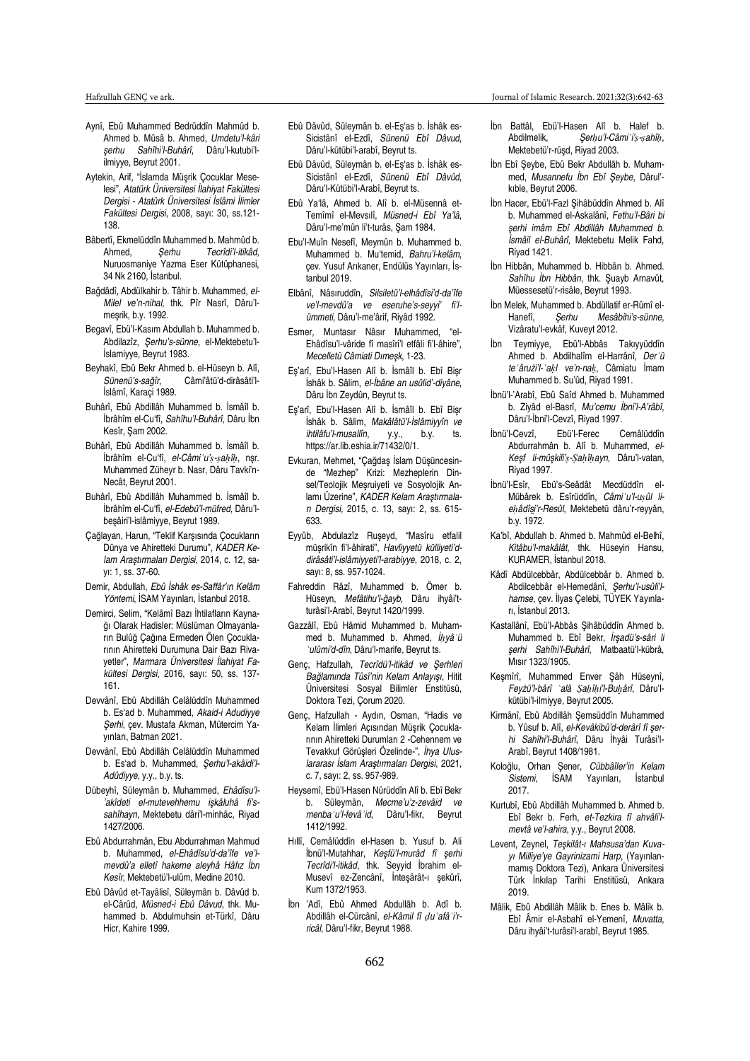Aynî, Ebû Muhammed Bedrüddîn Mahmûd b. Ahmed b. Mûsâ b. Ahmed, *Umdetu'l-kâri şerhu Sahîhi'l-Buhârî*, Dâru'l-kutubi'l-ilmiyye, Beyrut 2001.

Aytekin, Arif, "İslamda Müşrik Çocuklar Meselesi", *Atatürk Üniversitesi İlahiyat Fakültesi Dergisi - Atatürk Üniversitesi İslâmi İlimler Fakültesi Dergisi*, 2008, sayı: 30, ss.121-138.

Bâbertî, Ekmelüddîn Muhammed b. Mahmûd b. Ahmed, *Şerhu Tecrîdi'l-itikâd*, Nuruosmaniye Yazma Eser Kütüphanesi, 34 Nk 2160, İstanbul.

Bağdâdî, Abdülkahir b. Tâhir b. Muhammed, *el-Milel ve'n-nihal*, thk. Pîr Nasrî, Dâru'l-meşrik, b.y. 1992.

Begavî, Ebü'l-Kasım Abdullah b. Muhammed b. Abdilazîz, *Şerhu's-sünne*, el-Mektebetu'l-İslamiyye, Beyrut 1983.

Beyhakî, Ebû Bekr Ahmed b. el-Hüseyn b. Alî, *Sünenü's-sağîr*, Câmi'âtü'd-dirâsâti'l-İslâmî, Karaçi 1989.

Buhârî, Ebû Abdillâh Muhammed b. İsmâîl b. İbrâhîm el-Cu'fî, *Sahîhu'l-Buhârî*, Dâru İbn Kesîr, Şam 2002.

Buhârî, Ebû Abdillâh Muhammed b. İsmâîl b. İbrâhîm el-Cu'fî, *el-Câmiʿu'ṣ-ṣaḥîḥ*, nşr. Muhammed Züheyr b. Nasr, Dâru Tavki'n-Necât, Beyrut 2001.

Buhârî, Ebû Abdillâh Muhammed b. İsmâîl b. İbrâhîm el-Cu'fî, *el-Edebü'l-müfred*, Dâru'l-beşâiri'l-islâmiyye, Beyrut 1989.

Çağlayan, Harun, "Teklif Karşısında Çocukların Dünya ve Ahiretteki Durumu", *KADER Kelam Araştırmaları Dergisi*, 2014, c. 12, sayı: 1, ss. 37-60.

Demir, Abdullah, *Ebû İshâk es-Saffâr'ın Kelâm Yöntemi*, İSAM Yayınları, İstanbul 2018.

Demirci, Selim, "Kelâmî Bazı İhtilafların Kaynağı Olarak Hadisler: Müslüman Olmayanların Bulûğ Çağına Ermeden Ölen Çocuklarının Ahiretteki Durumuna Dair Bazı Rivayetler", *Marmara Üniversitesi İlahiyat Fakültesi Dergisi*, 2016, sayı: 50, ss. 137-161.

Devvânî, Ebû Abdillâh Celâlüddîn Muhammed b. Es'ad b. Muhammed, *Akaid-i Adudiyye Şerhi*, çev. Mustafa Akman, Mütercim Yayınları, Batman 2021.

Devvânî, Ebû Abdillâh Celâlüddîn Muhammed b. Es'ad b. Muhammed, *Şerhu'l-akâidi'l-Adûdiyye*, y.y., b.y. ts.

Dübeyhî, Süleymân b. Muhammed, *Ehâdîsu'l-'akîdeti el-mutevehhemu işkâluhâ fi's-sahîhayn*, Mektebetü dâri'l-minhâc, Riyad 1427/2006.

Ebû Abdurrahmân, Ebu Abdurrahman Mahmud b. Muhammed, *el-Ehâdîsu'd-da'îfe ve'l-mevdû'a elletî hakeme aleyhâ Hâfız İbn Kesîr*, Mektebetü'l-ulûm, Medine 2010.

Ebû Dâvûd et-Tayâlisî, Süleymân b. Dâvûd b. el-Cârûd, *Müsned-i Ebû Dâvud*, thk. Muhammed b. Abdulmuhsin et-Türkî, Dâru Hicr, Kahire 1999.

Ebû Dâvûd, Süleymân b. el-Eş'as b. İshâk es-Sicistânî el-Ezdî, *Sünenü Ebî Dâvud*, Dâru'l-kütübi'l-arabî, Beyrut ts.

Ebû Dâvûd, Süleymân b. el-Eş'as b. İshâk es-Sicistânî el-Ezdî, *Sünenü Ebî Dâvûd*, Dâru'l-Kütübi'l-Arabî, Beyrut ts.

Ebû Ya'lâ, Ahmed b. Alî b. el-Müsennâ et-Temîmî el-Mevsılî, *Müsned-i Ebî Ya'lâ*, Dâru'l-me'mûn li't-turâs, Şam 1984.

Ebu'l-Muîn Nesefî, Meymûn b. Muhammed b. Muhammed b. Mu'temid, *Bahru'l-kelâm*, çev. Yusuf Arıkaner, Endülüs Yayınları, İstanbul 2019.

Elbânî, Nâsıruddîn, *Silsiletü'l-ehâdîsi'd-da'îfe ve'l-mevdû'a ve eseruhe's-seyyi' fi'l-ümmeti*, Dâru'l-me'ârif, Riyâd 1992.

Esmer, Muntasır Nâsır Muhammed, "el-Ehâdîsu'l-vâride fî masîri'l etfâli fi'l-âhire", *Mecelletü Câmiati Dımeşk*, 1-23.

Eş'arî, Ebu'l-Hasen Alî b. İsmâîl b. Ebî Bişr İshâk b. Sâlim, *el-İbâne an usûlid'-diyâne*, Dâru İbn Zeydûn, Beyrut ts.

Eş'arî, Ebu'l-Hasen Alî b. İsmâîl b. Ebî Bişr İshâk b. Sâlim, *Makâlâtü'l-İslâmiyyîn ve ihtilâfu'l-musallîn*, y.y., b.y. ts. https://ar.lib.eshia.ir/71432/0/1.

Evkuran, Mehmet, "Çağdaş İslam Düşüncesinde "Mezhep" Krizi: Mezheplerin Dinsel/Teolojik Meşruiyeti ve Sosyolojik Anlamı Üzerine", *KADER Kelam Araştırmaları Dergisi*, 2015, c. 13, sayı: 2, ss. 615-633.

Eyyûb, Abdulazîz Ruşeyd, "Masîru etfalil müşrikîn fi'l-âhirati", *Havliyyetü külliyeti'd-dirâsâti'l-islâmiyyeti'l-arabiyye*, 2018, c. 2, sayı: 8, ss. 957-1024.

Fahreddin Râzî, Muhammed b. Ömer b. Hüseyn, *Mefâtihu'l-ğayb*, Dâru ihyâi't-turâsi'l-Arabî, Beyrut 1420/1999.

Gazzâlî, Ebû Hâmid Muhammed b. Muhammed b. Muhammed b. Ahmed, *İḥyâʾü ʿulûmi'd-dîn*, Dâru'l-marife, Beyrut ts.

Genç, Hafzullah, *Tecrîdü'l-itikâd ve Şerhleri Bağlamında Tûsî'nin Kelam Anlayışı*, Hitit Üniversitesi Sosyal Bilimler Enstitüsü, Doktora Tezi, Çorum 2020.

Genç, Hafzullah - Aydın, Osman, "Hadis ve Kelam İlimleri Açısından Müşrik Çocuklarının Ahiretteki Durumları 2 -Cehennem ve Tevakkuf Görüşleri Özelinde-", *İhya Uluslararası İslam Araştırmaları Dergisi*, 2021, c. 7, sayı: 2, ss. 957-989.

Heysemî, Ebü'l-Hasen Nûrüddîn Alî b. Ebî Bekr b. Süleymân, *Mecme'u'z-zevâid ve menbaʿu'l-fevâʾid*, Dâru'l-fikr, Beyrut 1412/1992.

Hıllî, Cemâlüddîn el-Hasen b. Yusuf b. Ali İbnü'l-Mutahhar, *Keşfü'l-murâd fî şerhi Tecrîdi'l-itikâd*, thk. Seyyid İbrahim el-Musevî ez-Zencânî, İnteşârât-ı şekûrî, Kum 1372/1953.

İbn ʿAdî, Ebû Ahmed Abdullâh b. Adî b. Abdillâh el-Cürcânî, *el-Kâmil fî ḍuʿafâʾi'r-ricâl*, Dâru'l-fikr, Beyrut 1988.

İbn Battâl, Ebü'l-Hasen Alî b. Halef b. Abdilmelik, *Şerḥu'l-Câmiʿi'ṣ-ṣaḥîḥ*, Mektebetü'r-rüşd, Riyad 2003.

İbn Ebî Şeybe, Ebû Bekr Abdullâh b. Muhammed, *Musannefu İbn Ebî Şeybe*, Dâru'l-kıble, Beyrut 2006.

İbn Hacer, Ebü'l-Fazl Şihâbüddîn Ahmed b. Alî b. Muhammed el-Askalânî, *Fethu'l-Bâri bi şerhi imâm Ebî Abdillâh Muhammed b. İsmâil el-Buhârî*, Mektebetu Melik Fahd, Riyad 1421.

İbn Hibbân, Muhammed b. Hibbân b. Ahmed. *Sahîhu İbn Hibbân*, thk. Şuayb Arnavût, Müessesetü'r-risâle, Beyrut 1993.

İbn Melek, Muhammed b. Abdüllatif er-Rûmî el-Hanefî, *Şerhu Mesâbihi's-sünne*, Vizâratu'l-evkâf, Kuveyt 2012.

İbn Teymiyye, Ebü'l-Abbâs Takıyyüddîn Ahmed b. Abdilhalîm el-Harrânî, *Derʾü teʿâruzi'l-ʿaḳl ve'n-naḳ*, Câmiatu İmam Muhammed b. Su'ûd, Riyad 1991.

İbnü'l-'Arabî, Ebû Saîd Ahmed b. Muhammed b. Ziyâd el-Basrî, *Mu'cemu İbni'l-A'râbî*, Dâru'l-İbni'l-Cevzî, Riyad 1997.

İbnü'l-Cevzî, Ebü'l-Ferec Cemâlüddîn Abdurrahmân b. Alî b. Muhammed, *el-Keşf li-müşkili'ṣ-Ṣaḥîḥayn*, Dâru'l-vatan, Riyad 1997.

İbnü'l-Esîr, Ebü's-Seâdât Mecdüddîn el-Mübârek b. Esîrüddîn, *Câmiʿu'l-uṣûl li-eḥâdîsi'r-Resûl*, Mektebetü dâru'r-reyyân, b.y. 1972.

Ka'bî, Abdullah b. Ahmed b. Mahmûd el-Belhî, *Kitâbu'l-makâlât*, thk. Hüseyin Hansu, KURAMER, İstanbul 2018.

Kâdî Abdülcebbâr, Abdülcebbâr b. Ahmed b. Abdilcebbâr el-Hemedânî, *Şerhu'l-usûli'l-hamse*, çev. İlyas Çelebi, TÜYEK Yayınları, İstanbul 2013.

Kastallânî, Ebü'l-Abbâs Şihâbüddîn Ahmed b. Muhammed b. Ebî Bekr, *İrşadü's-sârî li şerhi Sahîhi'l-Buhârî*, Matbaatü'l-kübrâ, Mısır 1323/1905.

Keşmîrî, Muhammed Enver Şâh Hüseynî, *Feyżü'l-bârî ʿalâ Ṣaḥîḥi'l-Buḫârî*, Dâru'l-kütübi'l-ilmiyye, Beyrut 2005.

Kirmânî, Ebû Abdillâh Şemsüddîn Muhammed b. Yûsuf b. Alî, *el-Kevâkibü'd-derârî fî şerhi Sahîhi'l-Buhârî*, Dâru İhyâi Turâsi'l-Arabî, Beyrut 1408/1981.

Koloğlu, Orhan Şener, *Cübbâîler'in Kelam Sistemi*, İSAM Yayınları, İstanbul 2017.

Kurtubî, Ebû Abdillâh Muhammed b. Ahmed b. Ebî Bekr b. Ferh, *et-Tezkira fî ahvâli'l-mevtâ ve'l-ahira*, y.y., Beyrut 2008.

Levent, Zeynel, *Teşkilât-ı Mahsusa'dan Kuva-yı Milliye'ye Gayrinizami Harp*, (Yayınlanmamış Doktora Tezi), Ankara Üniversitesi Türk İnkılap Tarihi Enstitüsü, Ankara 2019.

Mâlik, Ebû Abdillâh Mâlik b. Enes b. Mâlik b. Ebî Âmir el-Asbahî el-Yemenî, *Muvatta*, Dâru ihyâi't-turâsi'l-arabî, Beyrut 1985.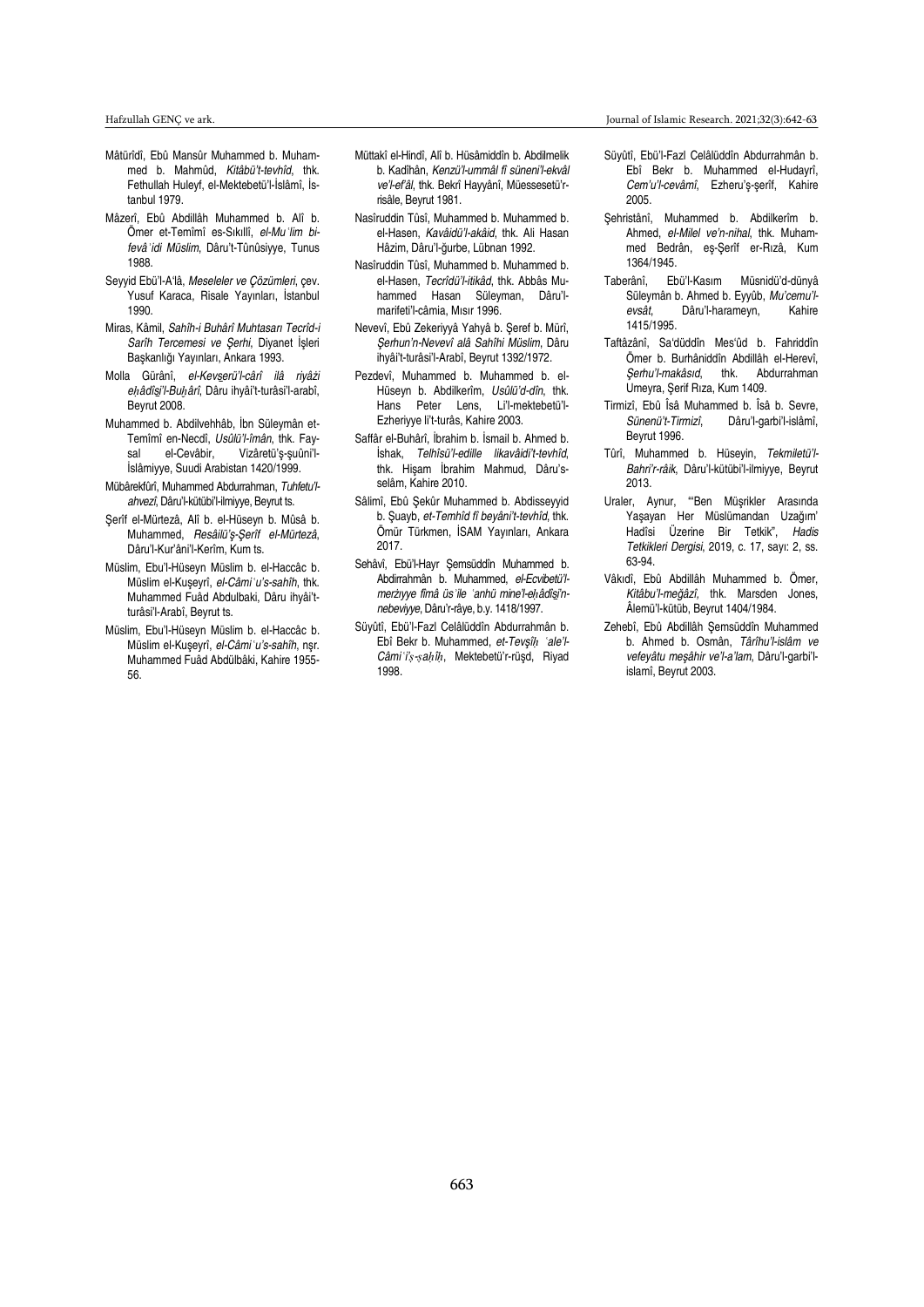Mâtürîdî, Ebû Mansûr Muhammed b. Muhammed b. Mahmûd, *Kitâbü't-tevhîd*, thk. Fethullah Huleyf, el-Mektebetü'l-İslâmî, İstanbul 1979.

Mâzerî, Ebû Abdillâh Muhammed b. Alî b. Ömer et-Temîmî es-Sıkıllî, *el-Muʿlim bi-fevâʾidi Müslim*, Dâru't-Tûnûsiyye, Tunus 1988.

Seyyid Ebü'l-A'lâ, *Meseleler ve Çözümleri*, çev. Yusuf Karaca, Risale Yayınları, İstanbul 1990.

Miras, Kâmil, *Sahîh-i Buhârî Muhtasarı Tecrîd-i Sarîh Tercemesi ve Şerhi*, Diyanet İşleri Başkanlığı Yayınları, Ankara 1993.

Molla Gürânî, *el-Kevşerü'l-cârî ilâ riyâżi eḥâdîşi'l-Buḫârî*, Dâru ihyâi't-turâsi'l-arabî, Beyrut 2008.

Muhammed b. Abdilvehhâb, İbn Süleymân et-Temîmî en-Necdî, *Usûlü'l-îmân*, thk. Faysal el-Cevâbir, Vizâretü'ş-şuûni'l-İslâmiyye, Suudi Arabistan 1420/1999.

Mübârekfûrî, Muhammed Abdurrahman, *Tuhfetu'l-ahvezî*, Dâru'l-kütübi'l-ilmiyye, Beyrut ts.

Şerîf el-Mürtezâ, Alî b. el-Hüseyn b. Mûsâ b. Muhammed, *Resâilü'ş-Şerîf el-Mürtezâ*, Dâru'l-Kur'âni'l-Kerîm, Kum ts.

Müslim, Ebu'l-Hüseyn Müslim b. el-Haccâc b. Müslim el-Kuşeyrî, *el-Câmiʿu's-sahîh*, thk. Muhammed Fuâd Abdulbaki, Dâru ihyâi't-turâsi'l-Arabî, Beyrut ts.

Müslim, Ebu'l-Hüseyn Müslim b. el-Haccâc b. Müslim el-Kuşeyrî, *el-Câmiʿu's-sahîh*, nşr. Muhammed Fuâd Abdülbâki, Kahire 1955-56.

Müttakî el-Hindî, Alî b. Hüsâmiddîn b. Abdilmelik b. Kadîhân, *Kenzü'l-ummâl fî süneni'l-ekvâl ve'l-ef'âl*, thk. Bekrî Hayyânî, Müessesetü'r-risâle, Beyrut 1981.

Nasîruddin Tûsî, Muhammed b. Muhammed b. el-Hasen, *Kavâidü'l-akâid*, thk. Ali Hasan Hâzim, Dâru'l-ğurbe, Lübnan 1992.

Nasîruddin Tûsî, Muhammed b. Muhammed b. el-Hasen, *Tecrîdü'l-itikâd*, thk. Abbâs Muhammed Hasan Süleyman, Dâru'l-marifeti'l-câmia, Mısır 1996.

Nevevî, Ebû Zekeriyyâ Yahyâ b. Şeref b. Mürî, *Şerhun'n-Nevevî alâ Sahîhi Müslim*, Dâru ihyâi't-turâsi'l-Arabî, Beyrut 1392/1972.

Pezdevî, Muhammed b. Muhammed b. el-Hüseyn b. Abdilkerîm, *Usûlü'd-dîn*, thk. Hans Peter Lens, Li'l-mektebetü'l-Ezheriyye li't-turâs, Kahire 2003.

Saffâr el-Buhârî, İbrahim b. İsmail b. Ahmed b. İshak, *Telhîsü'l-edille likavâidi't-tevhîd*, thk. Hişam İbrahim Mahmud, Dâru's-selâm, Kahire 2010.

Sâlimî, Ebû Şekûr Muhammed b. Abdisseyyid b. Şuayb, *et-Temhîd fî beyâni't-tevhîd*, thk. Ömür Türkmen, İSAM Yayınları, Ankara 2017.

Sehâvî, Ebü'l-Hayr Şemsüddîn Muhammed b. Abdirrahmân b. Muhammed, *el-Ecvibetü'l-merżiyye fîmâ üsʾile ʿanhü mine'l-eḥâdîşi'n-nebeviyye*, Dâru'r-râye, b.y. 1418/1997.

Süyûtî, Ebü'l-Fazl Celâlüddîn Abdurrahmân b. Ebî Bekr b. Muhammed, *et-Tevşîḥ ʿale'l-Câmiʿi'ṣ-ṣaḥîḥ*, Mektebetü'r-rüşd, Riyad 1998.

Süyûtî, Ebü'l-Fazl Celâlüddîn Abdurrahmân b. Ebî Bekr b. Muhammed el-Hudayrî, *Cem'u'l-cevâmî*, Ezheru'ş-şerîf, Kahire 2005.

Şehristânî, Muhammed b. Abdilkerîm b. Ahmed, *el-Milel ve'n-nihal*, thk. Muhammed Bedrân, eş-Şerîf er-Rızâ, Kum 1364/1945.

Taberânî, Ebü'l-Kasım Müsnidü'd-dünyâ Süleymân b. Ahmed b. Eyyûb, *Mu'cemu'l-evsât*, Dâru'l-harameyn, Kahire 1415/1995.

Taftâzânî, Sa'düddîn Mes'ûd b. Fahriddîn Ömer b. Burhâniddîn Abdillâh el-Herevî, *Şerhu'l-makâsıd*, thk. Abdurrahman Umeyra, Şerif Rıza, Kum 1409.

Tirmizî, Ebû Îsâ Muhammed b. Îsâ b. Sevre, *Sünenü't-Tirmizî*, Dâru'l-garbi'l-islâmî, Beyrut 1996.

Tûrî, Muhammed b. Hüseyin, *Tekmiletü'l-Bahri'r-râik*, Dâru'l-kütübi'l-ilmiyye, Beyrut 2013.

Uraler, Aynur, "'Ben Müşrikler Arasında Yaşayan Her Müslümandan Uzağım' Hadîsi Üzerine Bir Tetkik", *Hadis Tetkikleri Dergisi*, 2019, c. 17, sayı: 2, ss. 63-94.

Vâkıdî, Ebû Abdillâh Muhammed b. Ömer, *Kitâbu'l-meğâzî*, thk. Marsden Jones, Âlemü'l-kütüb, Beyrut 1404/1984.

Zehebî, Ebû Abdillâh Şemsüddîn Muhammed b. Ahmed b. Osmân, *Târîhu'l-islâm ve vefeyâtu meşâhir ve'l-a'lam*, Dâru'l-garbi'l-islamî, Beyrut 2003.